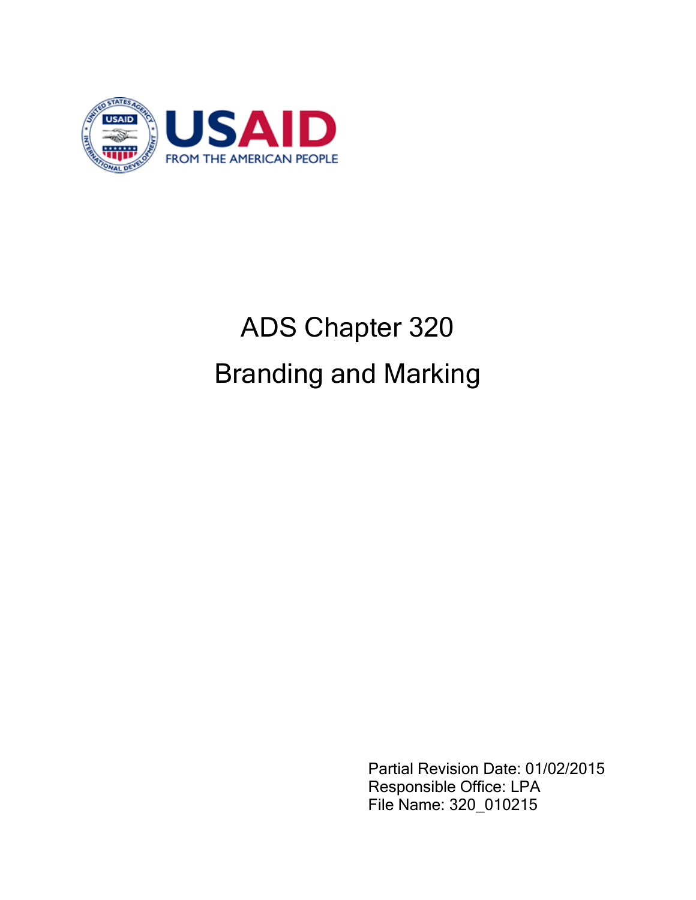# ADS Chapter 320

# Branding and Marking

Partial Revision Date: 01/02/2015
Responsible Office: LPA
File Name: 320_010215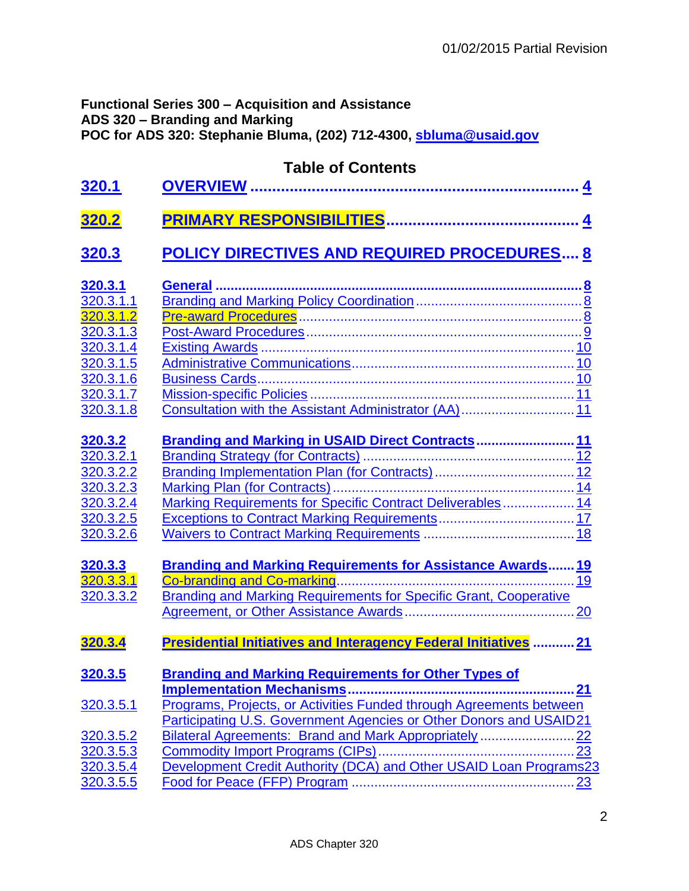**Functional Series 300 – Acquisition and Assistance**
**ADS 320 – Branding and Marking**
**POC for ADS 320: Stephanie Bluma, (202) 712-4300, sbluma@usaid.gov**

## Table of Contents

| | | |
|---|---|---|
| **320.1** | **OVERVIEW** | **4** |
| **320.2** | **PRIMARY RESPONSIBILITIES** | **4** |
| **320.3** | **POLICY DIRECTIVES AND REQUIRED PROCEDURES** | **8** |
| **320.3.1** | **General** | **8** |
| 320.3.1.1 | Branding and Marking Policy Coordination | 8 |
| 320.3.1.2 | Pre-award Procedures | 8 |
| 320.3.1.3 | Post-Award Procedures | 9 |
| 320.3.1.4 | Existing Awards | 10 |
| 320.3.1.5 | Administrative Communications | 10 |
| 320.3.1.6 | Business Cards | 10 |
| 320.3.1.7 | Mission-specific Policies | 11 |
| 320.3.1.8 | Consultation with the Assistant Administrator (AA) | 11 |
| **320.3.2** | **Branding and Marking in USAID Direct Contracts** | **11** |
| 320.3.2.1 | Branding Strategy (for Contracts) | 12 |
| 320.3.2.2 | Branding Implementation Plan (for Contracts) | 12 |
| 320.3.2.3 | Marking Plan (for Contracts) | 14 |
| 320.3.2.4 | Marking Requirements for Specific Contract Deliverables | 14 |
| 320.3.2.5 | Exceptions to Contract Marking Requirements | 17 |
| 320.3.2.6 | Waivers to Contract Marking Requirements | 18 |
| **320.3.3** | **Branding and Marking Requirements for Assistance Awards** | **19** |
| 320.3.3.1 | Co-branding and Co-marking | 19 |
| 320.3.3.2 | Branding and Marking Requirements for Specific Grant, Cooperative Agreement, or Other Assistance Awards | 20 |
| **320.3.4** | **Presidential Initiatives and Interagency Federal Initiatives** | **21** |
| **320.3.5** | **Branding and Marking Requirements for Other Types of Implementation Mechanisms** | **21** |
| 320.3.5.1 | Programs, Projects, or Activities Funded through Agreements between Participating U.S. Government Agencies or Other Donors and USAID | 21 |
| 320.3.5.2 | Bilateral Agreements: Brand and Mark Appropriately | 22 |
| 320.3.5.3 | Commodity Import Programs (CIPs) | 23 |
| 320.3.5.4 | Development Credit Authority (DCA) and Other USAID Loan Programs | 23 |
| 320.3.5.5 | Food for Peace (FFP) Program | 23 |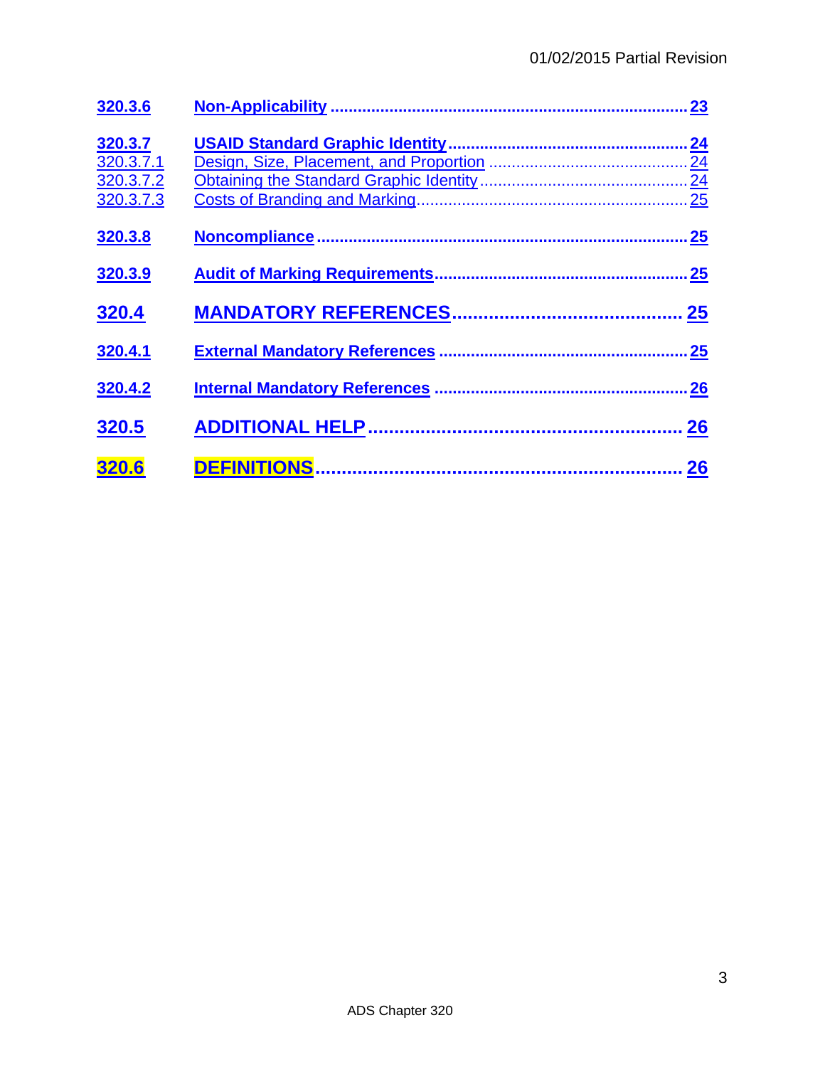| | | |
|---|---|---|
| **320.3.6** | **Non-Applicability** | **23** |
| **320.3.7** | **USAID Standard Graphic Identity** | **24** |
| 320.3.7.1 | Design, Size, Placement, and Proportion | 24 |
| 320.3.7.2 | Obtaining the Standard Graphic Identity | 24 |
| 320.3.7.3 | Costs of Branding and Marking | 25 |
| **320.3.8** | **Noncompliance** | **25** |
| **320.3.9** | **Audit of Marking Requirements** | **25** |
| **320.4** | **MANDATORY REFERENCES** | **25** |
| **320.4.1** | **External Mandatory References** | **25** |
| **320.4.2** | **Internal Mandatory References** | **26** |
| **320.5** | **ADDITIONAL HELP** | **26** |
| **320.6** | **DEFINITIONS** | **26** |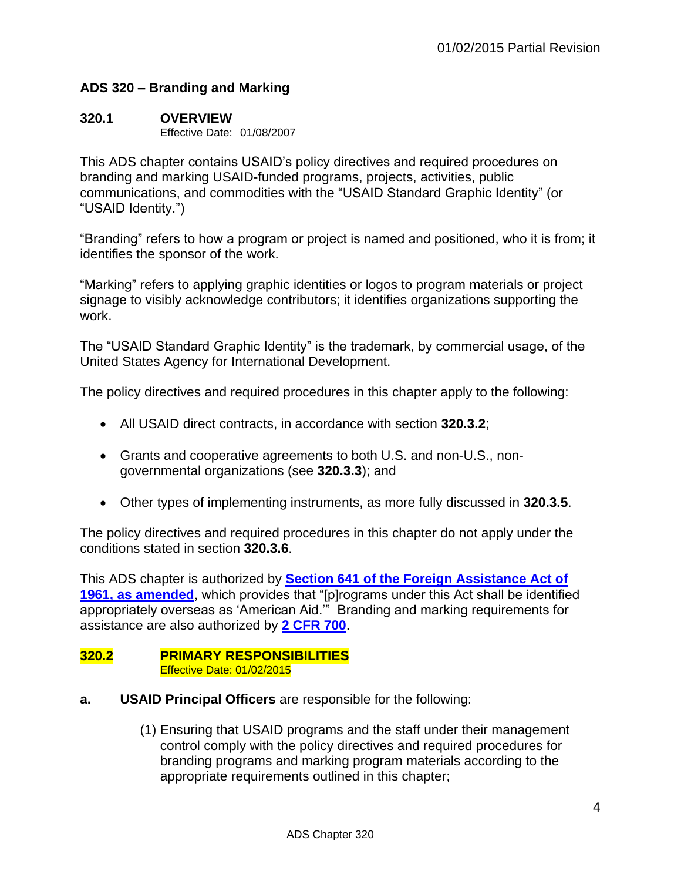# ADS 320 – Branding and Marking

## 320.1 OVERVIEW

Effective Date: 01/08/2007

This ADS chapter contains USAID's policy directives and required procedures on branding and marking USAID-funded programs, projects, activities, public communications, and commodities with the "USAID Standard Graphic Identity" (or "USAID Identity.")

"Branding" refers to how a program or project is named and positioned, who it is from; it identifies the sponsor of the work.

"Marking" refers to applying graphic identities or logos to program materials or project signage to visibly acknowledge contributors; it identifies organizations supporting the work.

The "USAID Standard Graphic Identity" is the trademark, by commercial usage, of the United States Agency for International Development.

The policy directives and required procedures in this chapter apply to the following:

- All USAID direct contracts, in accordance with section **320.3.2**;
- Grants and cooperative agreements to both U.S. and non-U.S., non-governmental organizations (see **320.3.3**); and
- Other types of implementing instruments, as more fully discussed in **320.3.5**.

The policy directives and required procedures in this chapter do not apply under the conditions stated in section **320.3.6**.

This ADS chapter is authorized by **Section 641 of the Foreign Assistance Act of 1961, as amended**, which provides that "[p]rograms under this Act shall be identified appropriately overseas as 'American Aid.'" Branding and marking requirements for assistance are also authorized by **2 CFR 700**.

## 320.2 PRIMARY RESPONSIBILITIES

Effective Date: 01/02/2015

**a. USAID Principal Officers** are responsible for the following:

(1) Ensuring that USAID programs and the staff under their management control comply with the policy directives and required procedures for branding programs and marking program materials according to the appropriate requirements outlined in this chapter;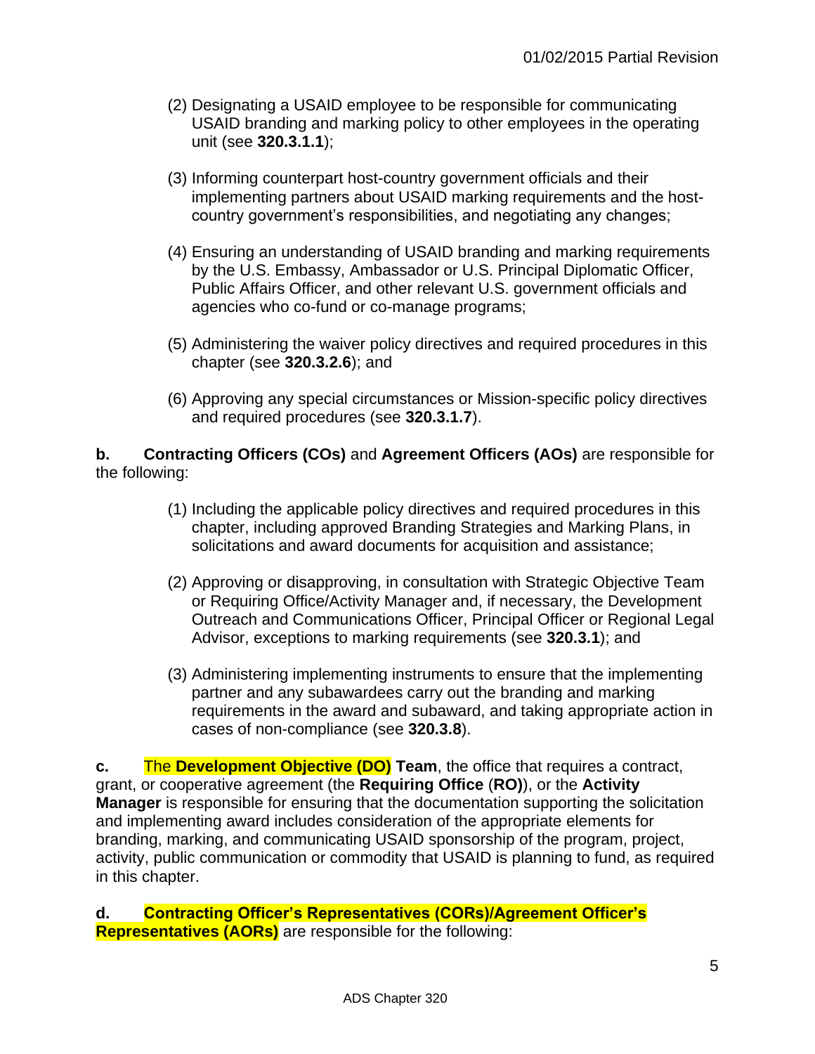(2) Designating a USAID employee to be responsible for communicating USAID branding and marking policy to other employees in the operating unit (see **320.3.1.1**);

(3) Informing counterpart host-country government officials and their implementing partners about USAID marking requirements and the host-country government's responsibilities, and negotiating any changes;

(4) Ensuring an understanding of USAID branding and marking requirements by the U.S. Embassy, Ambassador or U.S. Principal Diplomatic Officer, Public Affairs Officer, and other relevant U.S. government officials and agencies who co-fund or co-manage programs;

(5) Administering the waiver policy directives and required procedures in this chapter (see **320.3.2.6**); and

(6) Approving any special circumstances or Mission-specific policy directives and required procedures (see **320.3.1.7**).

**b.** **Contracting Officers (COs)** and **Agreement Officers (AOs)** are responsible for the following:

(1) Including the applicable policy directives and required procedures in this chapter, including approved Branding Strategies and Marking Plans, in solicitations and award documents for acquisition and assistance;

(2) Approving or disapproving, in consultation with Strategic Objective Team or Requiring Office/Activity Manager and, if necessary, the Development Outreach and Communications Officer, Principal Officer or Regional Legal Advisor, exceptions to marking requirements (see **320.3.1**); and

(3) Administering implementing instruments to ensure that the implementing partner and any subawardees carry out the branding and marking requirements in the award and subaward, and taking appropriate action in cases of non-compliance (see **320.3.8**).

**c.** The **Development Objective (DO) Team**, the office that requires a contract, grant, or cooperative agreement (the **Requiring Office** (**RO)**), or the **Activity Manager** is responsible for ensuring that the documentation supporting the solicitation and implementing award includes consideration of the appropriate elements for branding, marking, and communicating USAID sponsorship of the program, project, activity, public communication or commodity that USAID is planning to fund, as required in this chapter.

**d.** **Contracting Officer's Representatives (CORs)/Agreement Officer's Representatives (AORs)** are responsible for the following: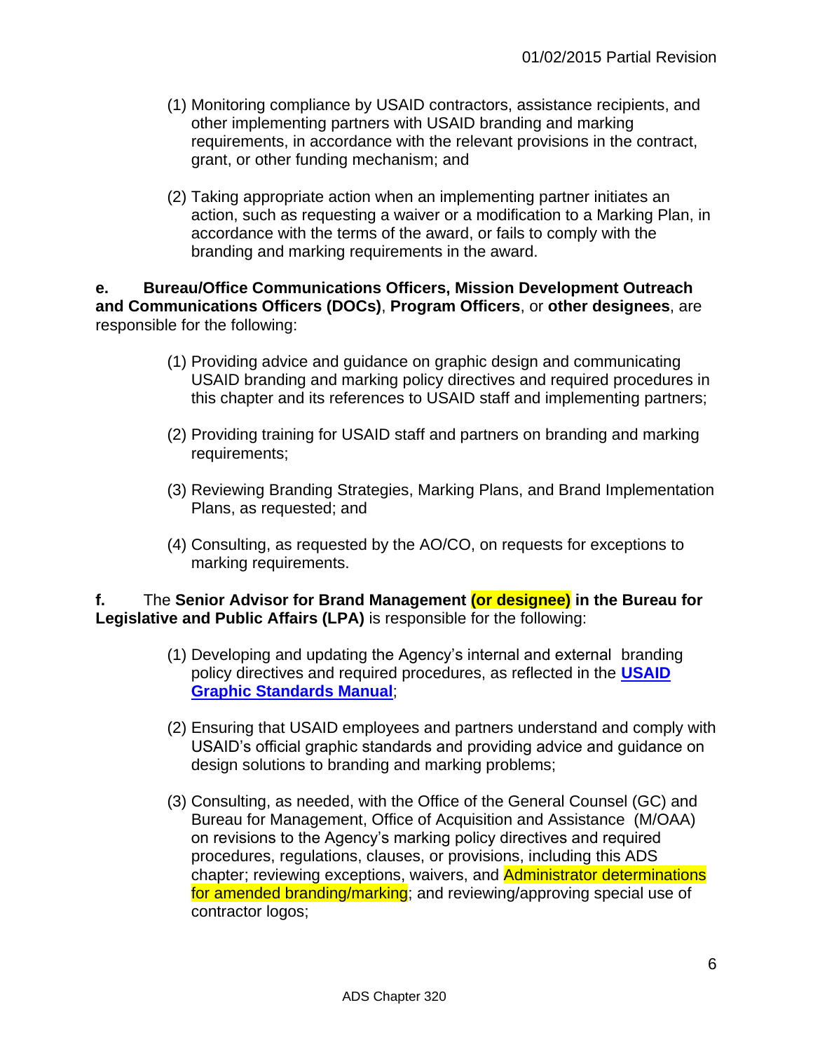(1) Monitoring compliance by USAID contractors, assistance recipients, and other implementing partners with USAID branding and marking requirements, in accordance with the relevant provisions in the contract, grant, or other funding mechanism; and

(2) Taking appropriate action when an implementing partner initiates an action, such as requesting a waiver or a modification to a Marking Plan, in accordance with the terms of the award, or fails to comply with the branding and marking requirements in the award.

**e.** **Bureau/Office Communications Officers, Mission Development Outreach and Communications Officers (DOCs)**, **Program Officers**, or **other designees**, are responsible for the following:

(1) Providing advice and guidance on graphic design and communicating USAID branding and marking policy directives and required procedures in this chapter and its references to USAID staff and implementing partners;

(2) Providing training for USAID staff and partners on branding and marking requirements;

(3) Reviewing Branding Strategies, Marking Plans, and Brand Implementation Plans, as requested; and

(4) Consulting, as requested by the AO/CO, on requests for exceptions to marking requirements.

**f.** The **Senior Advisor for Brand Management (or designee) in the Bureau for Legislative and Public Affairs (LPA)** is responsible for the following:

(1) Developing and updating the Agency's internal and external branding policy directives and required procedures, as reflected in the **USAID Graphic Standards Manual**;

(2) Ensuring that USAID employees and partners understand and comply with USAID's official graphic standards and providing advice and guidance on design solutions to branding and marking problems;

(3) Consulting, as needed, with the Office of the General Counsel (GC) and Bureau for Management, Office of Acquisition and Assistance (M/OAA) on revisions to the Agency's marking policy directives and required procedures, regulations, clauses, or provisions, including this ADS chapter; reviewing exceptions, waivers, and Administrator determinations for amended branding/marking; and reviewing/approving special use of contractor logos;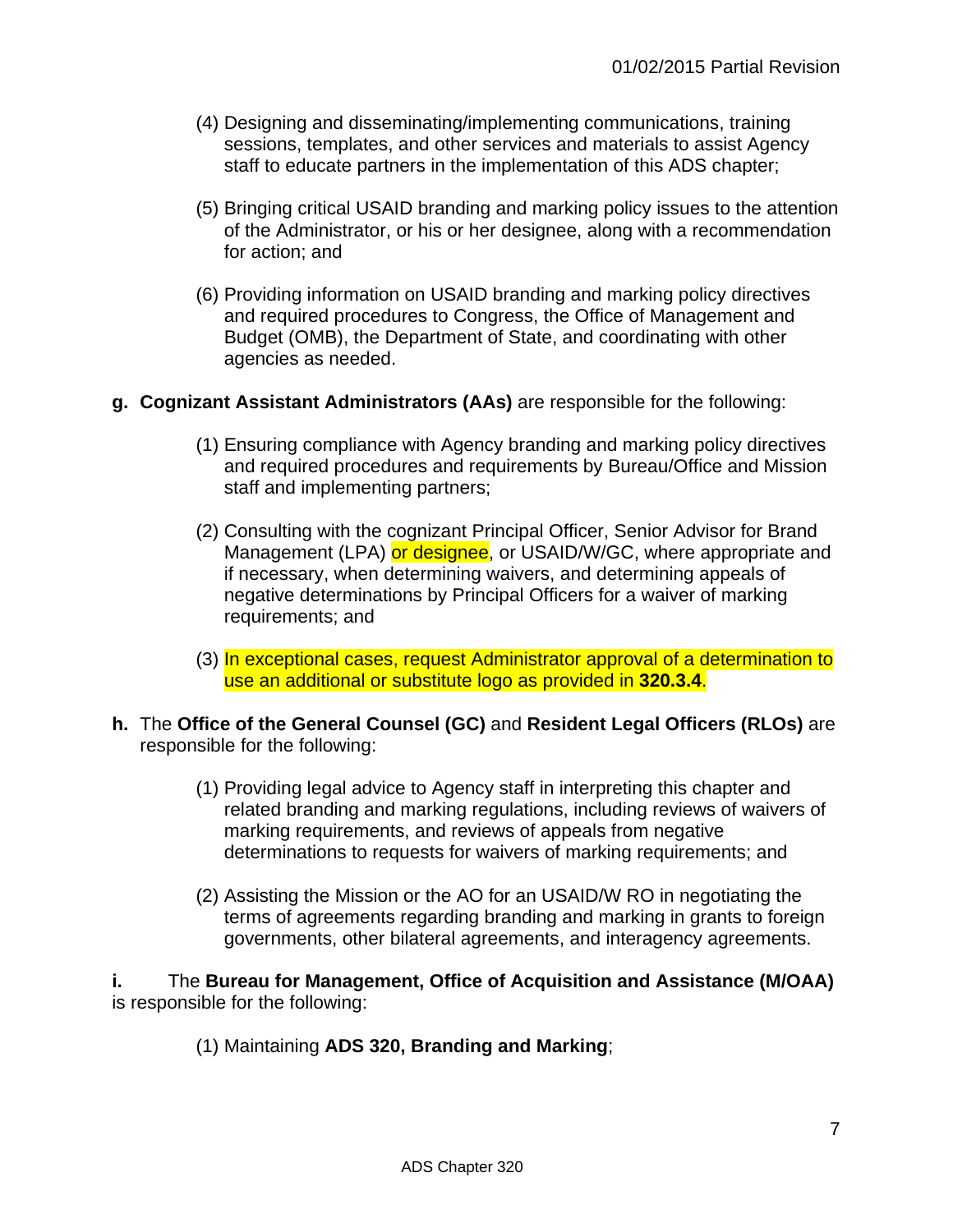(4) Designing and disseminating/implementing communications, training sessions, templates, and other services and materials to assist Agency staff to educate partners in the implementation of this ADS chapter;

(5) Bringing critical USAID branding and marking policy issues to the attention of the Administrator, or his or her designee, along with a recommendation for action; and

(6) Providing information on USAID branding and marking policy directives and required procedures to Congress, the Office of Management and Budget (OMB), the Department of State, and coordinating with other agencies as needed.

**g. Cognizant Assistant Administrators (AAs)** are responsible for the following:

(1) Ensuring compliance with Agency branding and marking policy directives and required procedures and requirements by Bureau/Office and Mission staff and implementing partners;

(2) Consulting with the cognizant Principal Officer, Senior Advisor for Brand Management (LPA) or designee, or USAID/W/GC, where appropriate and if necessary, when determining waivers, and determining appeals of negative determinations by Principal Officers for a waiver of marking requirements; and

(3) In exceptional cases, request Administrator approval of a determination to use an additional or substitute logo as provided in **320.3.4**.

**h.** The **Office of the General Counsel (GC)** and **Resident Legal Officers (RLOs)** are responsible for the following:

(1) Providing legal advice to Agency staff in interpreting this chapter and related branding and marking regulations, including reviews of waivers of marking requirements, and reviews of appeals from negative determinations to requests for waivers of marking requirements; and

(2) Assisting the Mission or the AO for an USAID/W RO in negotiating the terms of agreements regarding branding and marking in grants to foreign governments, other bilateral agreements, and interagency agreements.

**i.** The **Bureau for Management, Office of Acquisition and Assistance (M/OAA)** is responsible for the following:

(1) Maintaining **ADS 320, Branding and Marking**;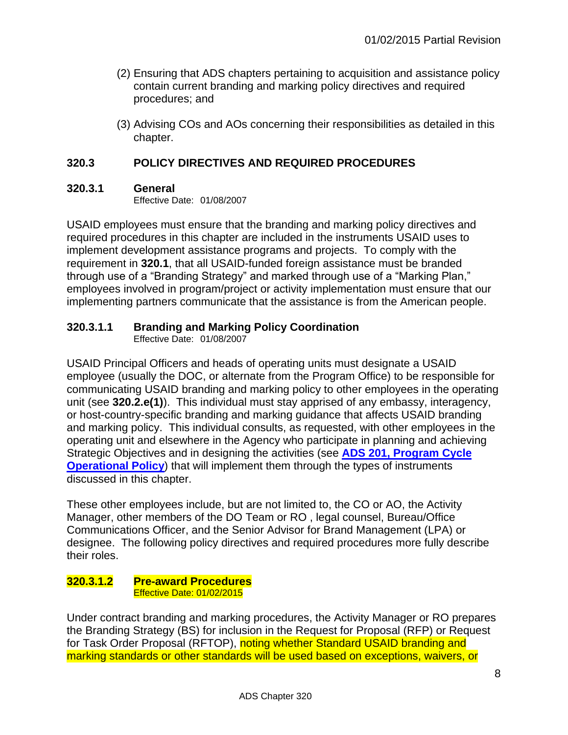(2) Ensuring that ADS chapters pertaining to acquisition and assistance policy contain current branding and marking policy directives and required procedures; and

(3) Advising COs and AOs concerning their responsibilities as detailed in this chapter.

## 320.3 POLICY DIRECTIVES AND REQUIRED PROCEDURES

### 320.3.1 General

Effective Date: 01/08/2007

USAID employees must ensure that the branding and marking policy directives and required procedures in this chapter are included in the instruments USAID uses to implement development assistance programs and projects. To comply with the requirement in **320.1**, that all USAID-funded foreign assistance must be branded through use of a "Branding Strategy" and marked through use of a "Marking Plan," employees involved in program/project or activity implementation must ensure that our implementing partners communicate that the assistance is from the American people.

### 320.3.1.1 Branding and Marking Policy Coordination

Effective Date: 01/08/2007

USAID Principal Officers and heads of operating units must designate a USAID employee (usually the DOC, or alternate from the Program Office) to be responsible for communicating USAID branding and marking policy to other employees in the operating unit (see **320.2.e(1)**). This individual must stay apprised of any embassy, interagency, or host-country-specific branding and marking guidance that affects USAID branding and marking policy. This individual consults, as requested, with other employees in the operating unit and elsewhere in the Agency who participate in planning and achieving Strategic Objectives and in designing the activities (see **ADS 201, Program Cycle Operational Policy**) that will implement them through the types of instruments discussed in this chapter.

These other employees include, but are not limited to, the CO or AO, the Activity Manager, other members of the DO Team or RO , legal counsel, Bureau/Office Communications Officer, and the Senior Advisor for Brand Management (LPA) or designee. The following policy directives and required procedures more fully describe their roles.

### 320.3.1.2 Pre-award Procedures

Effective Date: 01/02/2015

Under contract branding and marking procedures, the Activity Manager or RO prepares the Branding Strategy (BS) for inclusion in the Request for Proposal (RFP) or Request for Task Order Proposal (RFTOP), noting whether Standard USAID branding and marking standards or other standards will be used based on exceptions, waivers, or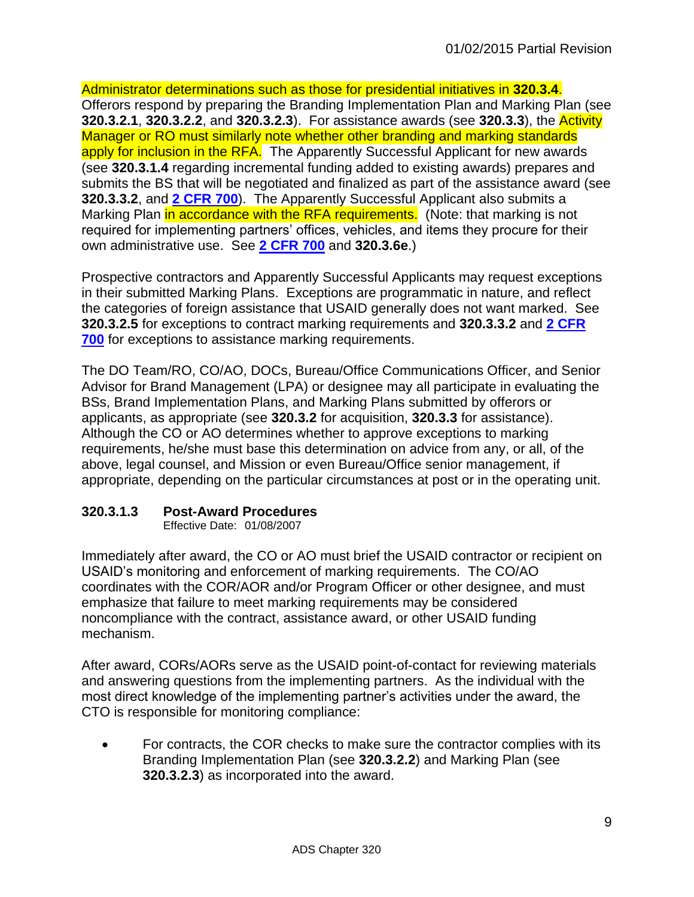Administrator determinations such as those for presidential initiatives in **320.3.4**. Offerors respond by preparing the Branding Implementation Plan and Marking Plan (see **320.3.2.1**, **320.3.2.2**, and **320.3.2.3**). For assistance awards (see **320.3.3**), the Activity Manager or RO must similarly note whether other branding and marking standards apply for inclusion in the RFA. The Apparently Successful Applicant for new awards (see **320.3.1.4** regarding incremental funding added to existing awards) prepares and submits the BS that will be negotiated and finalized as part of the assistance award (see **320.3.3.2**, and **2 CFR 700**). The Apparently Successful Applicant also submits a Marking Plan in accordance with the RFA requirements. (Note: that marking is not required for implementing partners' offices, vehicles, and items they procure for their own administrative use. See **2 CFR 700** and **320.3.6e**.)

Prospective contractors and Apparently Successful Applicants may request exceptions in their submitted Marking Plans. Exceptions are programmatic in nature, and reflect the categories of foreign assistance that USAID generally does not want marked. See **320.3.2.5** for exceptions to contract marking requirements and **320.3.3.2** and **2 CFR 700** for exceptions to assistance marking requirements.

The DO Team/RO, CO/AO, DOCs, Bureau/Office Communications Officer, and Senior Advisor for Brand Management (LPA) or designee may all participate in evaluating the BSs, Brand Implementation Plans, and Marking Plans submitted by offerors or applicants, as appropriate (see **320.3.2** for acquisition, **320.3.3** for assistance). Although the CO or AO determines whether to approve exceptions to marking requirements, he/she must base this determination on advice from any, or all, of the above, legal counsel, and Mission or even Bureau/Office senior management, if appropriate, depending on the particular circumstances at post or in the operating unit.

### 320.3.1.3 Post-Award Procedures

Effective Date: 01/08/2007

Immediately after award, the CO or AO must brief the USAID contractor or recipient on USAID's monitoring and enforcement of marking requirements. The CO/AO coordinates with the COR/AOR and/or Program Officer or other designee, and must emphasize that failure to meet marking requirements may be considered noncompliance with the contract, assistance award, or other USAID funding mechanism.

After award, CORs/AORs serve as the USAID point-of-contact for reviewing materials and answering questions from the implementing partners. As the individual with the most direct knowledge of the implementing partner's activities under the award, the CTO is responsible for monitoring compliance:

- For contracts, the COR checks to make sure the contractor complies with its Branding Implementation Plan (see **320.3.2.2**) and Marking Plan (see **320.3.2.3**) as incorporated into the award.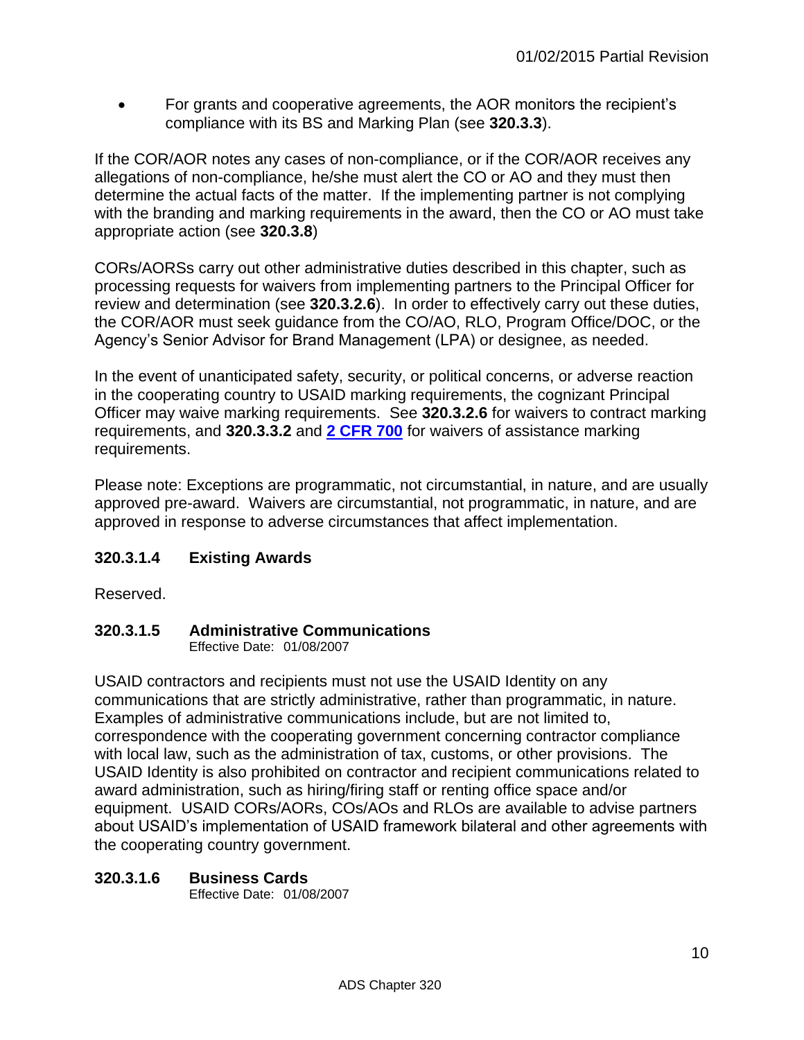- For grants and cooperative agreements, the AOR monitors the recipient's compliance with its BS and Marking Plan (see **320.3.3**).

If the COR/AOR notes any cases of non-compliance, or if the COR/AOR receives any allegations of non-compliance, he/she must alert the CO or AO and they must then determine the actual facts of the matter. If the implementing partner is not complying with the branding and marking requirements in the award, then the CO or AO must take appropriate action (see **320.3.8**)

CORs/AORSs carry out other administrative duties described in this chapter, such as processing requests for waivers from implementing partners to the Principal Officer for review and determination (see **320.3.2.6**). In order to effectively carry out these duties, the COR/AOR must seek guidance from the CO/AO, RLO, Program Office/DOC, or the Agency's Senior Advisor for Brand Management (LPA) or designee, as needed.

In the event of unanticipated safety, security, or political concerns, or adverse reaction in the cooperating country to USAID marking requirements, the cognizant Principal Officer may waive marking requirements. See **320.3.2.6** for waivers to contract marking requirements, and **320.3.3.2** and **2 CFR 700** for waivers of assistance marking requirements.

Please note: Exceptions are programmatic, not circumstantial, in nature, and are usually approved pre-award. Waivers are circumstantial, not programmatic, in nature, and are approved in response to adverse circumstances that affect implementation.

### 320.3.1.4 Existing Awards

Reserved.

### 320.3.1.5 Administrative Communications

Effective Date: 01/08/2007

USAID contractors and recipients must not use the USAID Identity on any communications that are strictly administrative, rather than programmatic, in nature. Examples of administrative communications include, but are not limited to, correspondence with the cooperating government concerning contractor compliance with local law, such as the administration of tax, customs, or other provisions. The USAID Identity is also prohibited on contractor and recipient communications related to award administration, such as hiring/firing staff or renting office space and/or equipment. USAID CORs/AORs, COs/AOs and RLOs are available to advise partners about USAID's implementation of USAID framework bilateral and other agreements with the cooperating country government.

### 320.3.1.6 Business Cards

Effective Date: 01/08/2007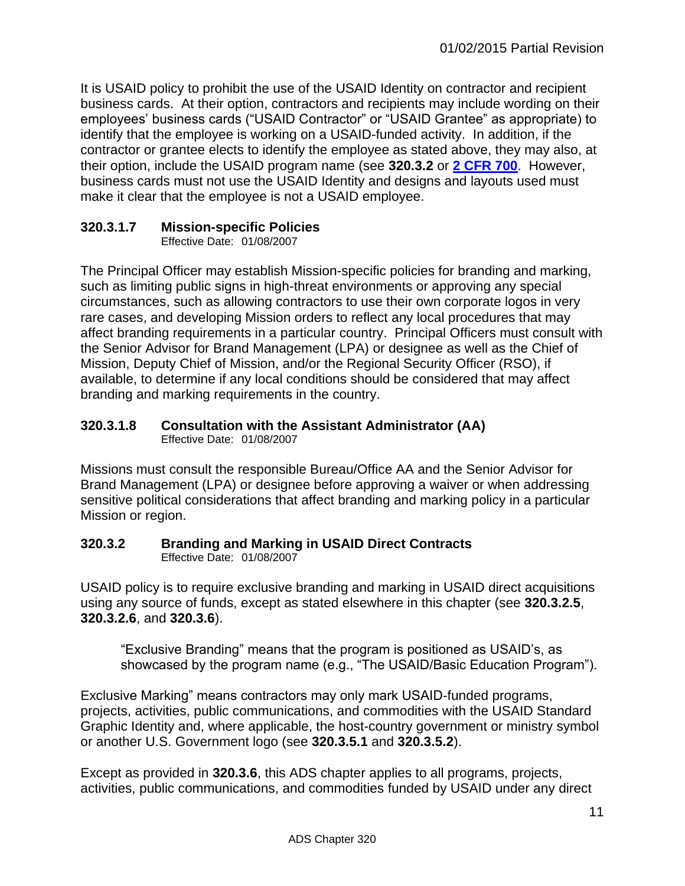It is USAID policy to prohibit the use of the USAID Identity on contractor and recipient business cards. At their option, contractors and recipients may include wording on their employees' business cards ("USAID Contractor" or "USAID Grantee" as appropriate) to identify that the employee is working on a USAID-funded activity. In addition, if the contractor or grantee elects to identify the employee as stated above, they may also, at their option, include the USAID program name (see **320.3.2** or **2 CFR 700**. However, business cards must not use the USAID Identity and designs and layouts used must make it clear that the employee is not a USAID employee.

### 320.3.1.7 Mission-specific Policies

Effective Date: 01/08/2007

The Principal Officer may establish Mission-specific policies for branding and marking, such as limiting public signs in high-threat environments or approving any special circumstances, such as allowing contractors to use their own corporate logos in very rare cases, and developing Mission orders to reflect any local procedures that may affect branding requirements in a particular country. Principal Officers must consult with the Senior Advisor for Brand Management (LPA) or designee as well as the Chief of Mission, Deputy Chief of Mission, and/or the Regional Security Officer (RSO), if available, to determine if any local conditions should be considered that may affect branding and marking requirements in the country.

### 320.3.1.8 Consultation with the Assistant Administrator (AA)

Effective Date: 01/08/2007

Missions must consult the responsible Bureau/Office AA and the Senior Advisor for Brand Management (LPA) or designee before approving a waiver or when addressing sensitive political considerations that affect branding and marking policy in a particular Mission or region.

## 320.3.2 Branding and Marking in USAID Direct Contracts

Effective Date: 01/08/2007

USAID policy is to require exclusive branding and marking in USAID direct acquisitions using any source of funds, except as stated elsewhere in this chapter (see **320.3.2.5**, **320.3.2.6**, and **320.3.6**).

> "Exclusive Branding" means that the program is positioned as USAID's, as showcased by the program name (e.g., "The USAID/Basic Education Program").

Exclusive Marking" means contractors may only mark USAID-funded programs, projects, activities, public communications, and commodities with the USAID Standard Graphic Identity and, where applicable, the host-country government or ministry symbol or another U.S. Government logo (see **320.3.5.1** and **320.3.5.2**).

Except as provided in **320.3.6**, this ADS chapter applies to all programs, projects, activities, public communications, and commodities funded by USAID under any direct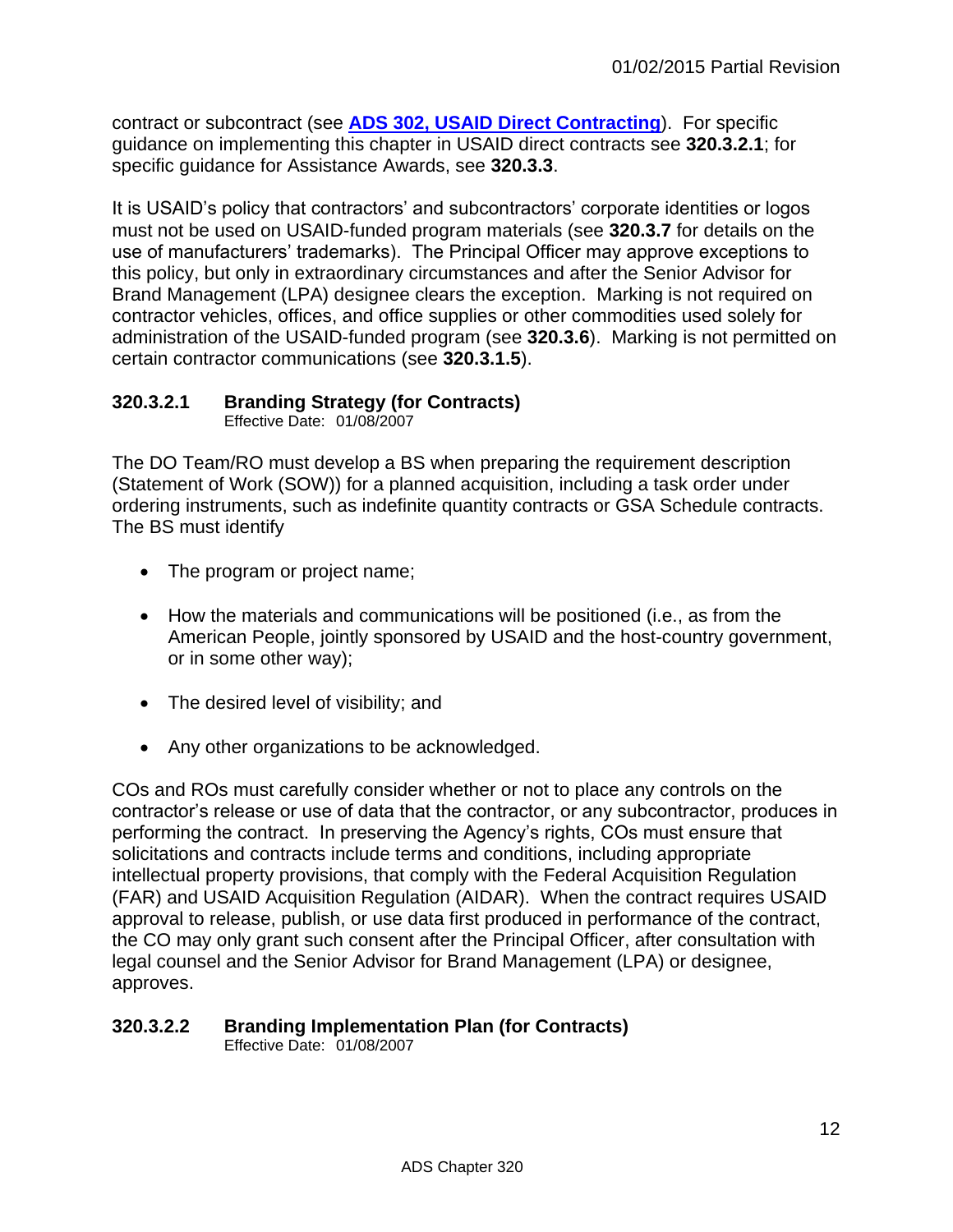contract or subcontract (see **[ADS 302, USAID Direct Contracting](#)**). For specific guidance on implementing this chapter in USAID direct contracts see **320.3.2.1**; for specific guidance for Assistance Awards, see **320.3.3**.

It is USAID's policy that contractors' and subcontractors' corporate identities or logos must not be used on USAID-funded program materials (see **320.3.7** for details on the use of manufacturers' trademarks). The Principal Officer may approve exceptions to this policy, but only in extraordinary circumstances and after the Senior Advisor for Brand Management (LPA) designee clears the exception. Marking is not required on contractor vehicles, offices, and office supplies or other commodities used solely for administration of the USAID-funded program (see **320.3.6**). Marking is not permitted on certain contractor communications (see **320.3.1.5**).

### 320.3.2.1 Branding Strategy (for Contracts)

Effective Date: 01/08/2007

The DO Team/RO must develop a BS when preparing the requirement description (Statement of Work (SOW)) for a planned acquisition, including a task order under ordering instruments, such as indefinite quantity contracts or GSA Schedule contracts. The BS must identify

- The program or project name;
- How the materials and communications will be positioned (i.e., as from the American People, jointly sponsored by USAID and the host-country government, or in some other way);
- The desired level of visibility; and
- Any other organizations to be acknowledged.

COs and ROs must carefully consider whether or not to place any controls on the contractor's release or use of data that the contractor, or any subcontractor, produces in performing the contract. In preserving the Agency's rights, COs must ensure that solicitations and contracts include terms and conditions, including appropriate intellectual property provisions, that comply with the Federal Acquisition Regulation (FAR) and USAID Acquisition Regulation (AIDAR). When the contract requires USAID approval to release, publish, or use data first produced in performance of the contract, the CO may only grant such consent after the Principal Officer, after consultation with legal counsel and the Senior Advisor for Brand Management (LPA) or designee, approves.

### 320.3.2.2 Branding Implementation Plan (for Contracts)

Effective Date: 01/08/2007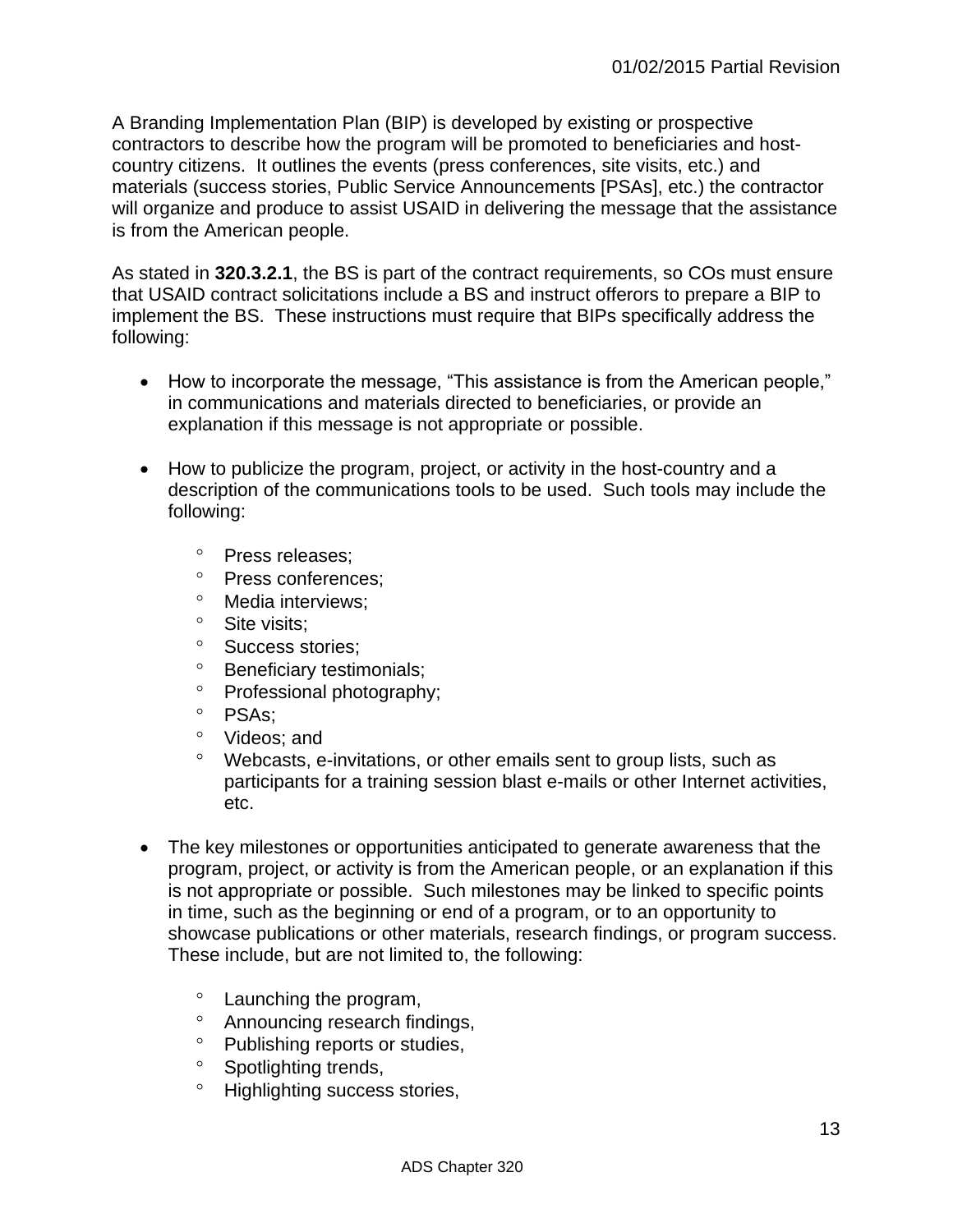A Branding Implementation Plan (BIP) is developed by existing or prospective contractors to describe how the program will be promoted to beneficiaries and host-country citizens. It outlines the events (press conferences, site visits, etc.) and materials (success stories, Public Service Announcements [PSAs], etc.) the contractor will organize and produce to assist USAID in delivering the message that the assistance is from the American people.

As stated in **320.3.2.1**, the BS is part of the contract requirements, so COs must ensure that USAID contract solicitations include a BS and instruct offerors to prepare a BIP to implement the BS. These instructions must require that BIPs specifically address the following:

- How to incorporate the message, "This assistance is from the American people," in communications and materials directed to beneficiaries, or provide an explanation if this message is not appropriate or possible.

- How to publicize the program, project, or activity in the host-country and a description of the communications tools to be used. Such tools may include the following:

    - Press releases;
    - Press conferences;
    - Media interviews;
    - Site visits;
    - Success stories;
    - Beneficiary testimonials;
    - Professional photography;
    - PSAs;
    - Videos; and
    - Webcasts, e-invitations, or other emails sent to group lists, such as participants for a training session blast e-mails or other Internet activities, etc.

- The key milestones or opportunities anticipated to generate awareness that the program, project, or activity is from the American people, or an explanation if this is not appropriate or possible. Such milestones may be linked to specific points in time, such as the beginning or end of a program, or to an opportunity to showcase publications or other materials, research findings, or program success. These include, but are not limited to, the following:

    - Launching the program,
    - Announcing research findings,
    - Publishing reports or studies,
    - Spotlighting trends,
    - Highlighting success stories,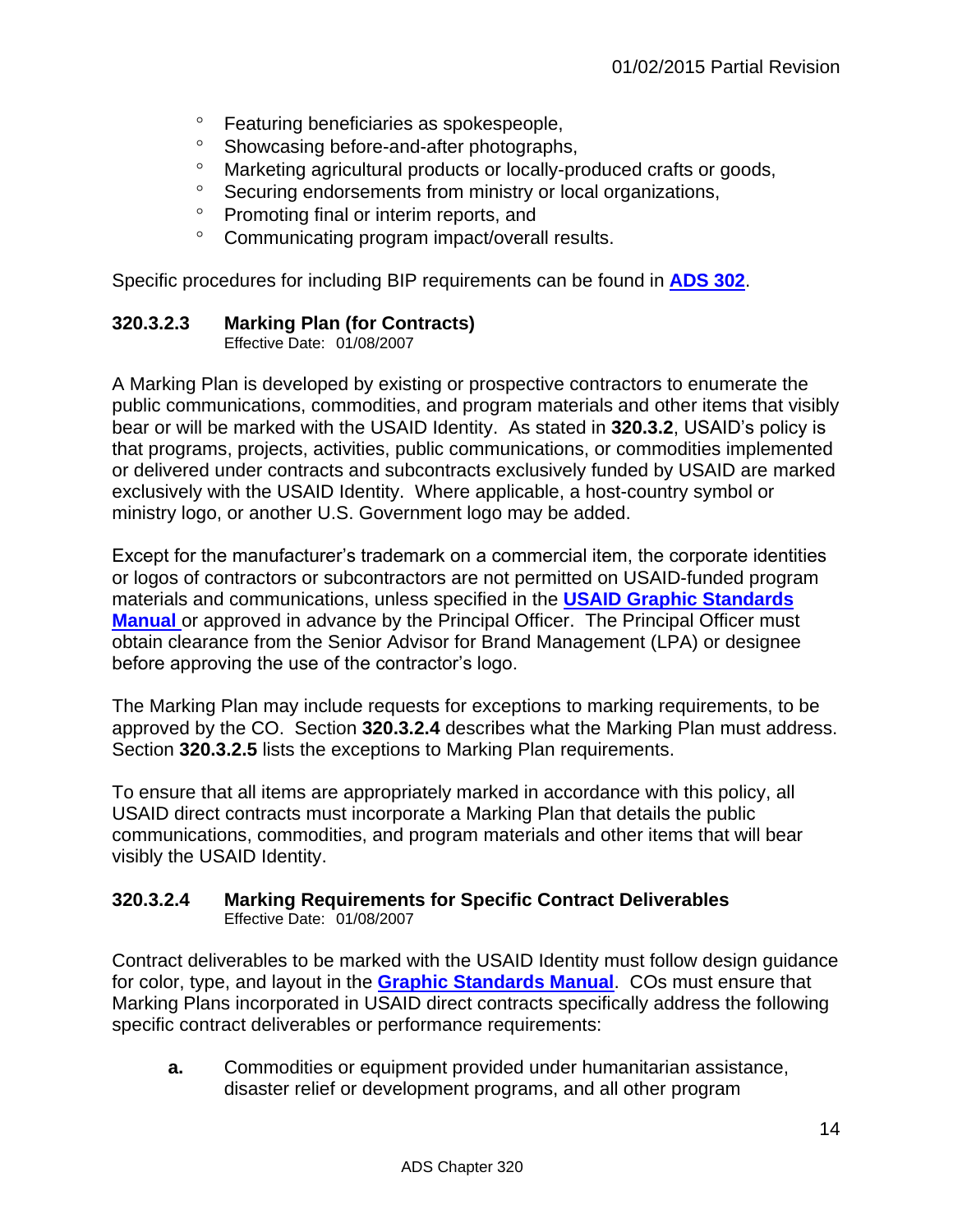- Featuring beneficiaries as spokespeople,
- Showcasing before-and-after photographs,
- Marketing agricultural products or locally-produced crafts or goods,
- Securing endorsements from ministry or local organizations,
- Promoting final or interim reports, and
- Communicating program impact/overall results.

Specific procedures for including BIP requirements can be found in **ADS 302**.

### 320.3.2.3 Marking Plan (for Contracts)

Effective Date: 01/08/2007

A Marking Plan is developed by existing or prospective contractors to enumerate the public communications, commodities, and program materials and other items that visibly bear or will be marked with the USAID Identity. As stated in **320.3.2**, USAID's policy is that programs, projects, activities, public communications, or commodities implemented or delivered under contracts and subcontracts exclusively funded by USAID are marked exclusively with the USAID Identity. Where applicable, a host-country symbol or ministry logo, or another U.S. Government logo may be added.

Except for the manufacturer's trademark on a commercial item, the corporate identities or logos of contractors or subcontractors are not permitted on USAID-funded program materials and communications, unless specified in the **USAID Graphic Standards Manual** or approved in advance by the Principal Officer. The Principal Officer must obtain clearance from the Senior Advisor for Brand Management (LPA) or designee before approving the use of the contractor's logo.

The Marking Plan may include requests for exceptions to marking requirements, to be approved by the CO. Section **320.3.2.4** describes what the Marking Plan must address. Section **320.3.2.5** lists the exceptions to Marking Plan requirements.

To ensure that all items are appropriately marked in accordance with this policy, all USAID direct contracts must incorporate a Marking Plan that details the public communications, commodities, and program materials and other items that will bear visibly the USAID Identity.

### 320.3.2.4 Marking Requirements for Specific Contract Deliverables

Effective Date: 01/08/2007

Contract deliverables to be marked with the USAID Identity must follow design guidance for color, type, and layout in the **Graphic Standards Manual**. COs must ensure that Marking Plans incorporated in USAID direct contracts specifically address the following specific contract deliverables or performance requirements:

**a.** Commodities or equipment provided under humanitarian assistance, disaster relief or development programs, and all other program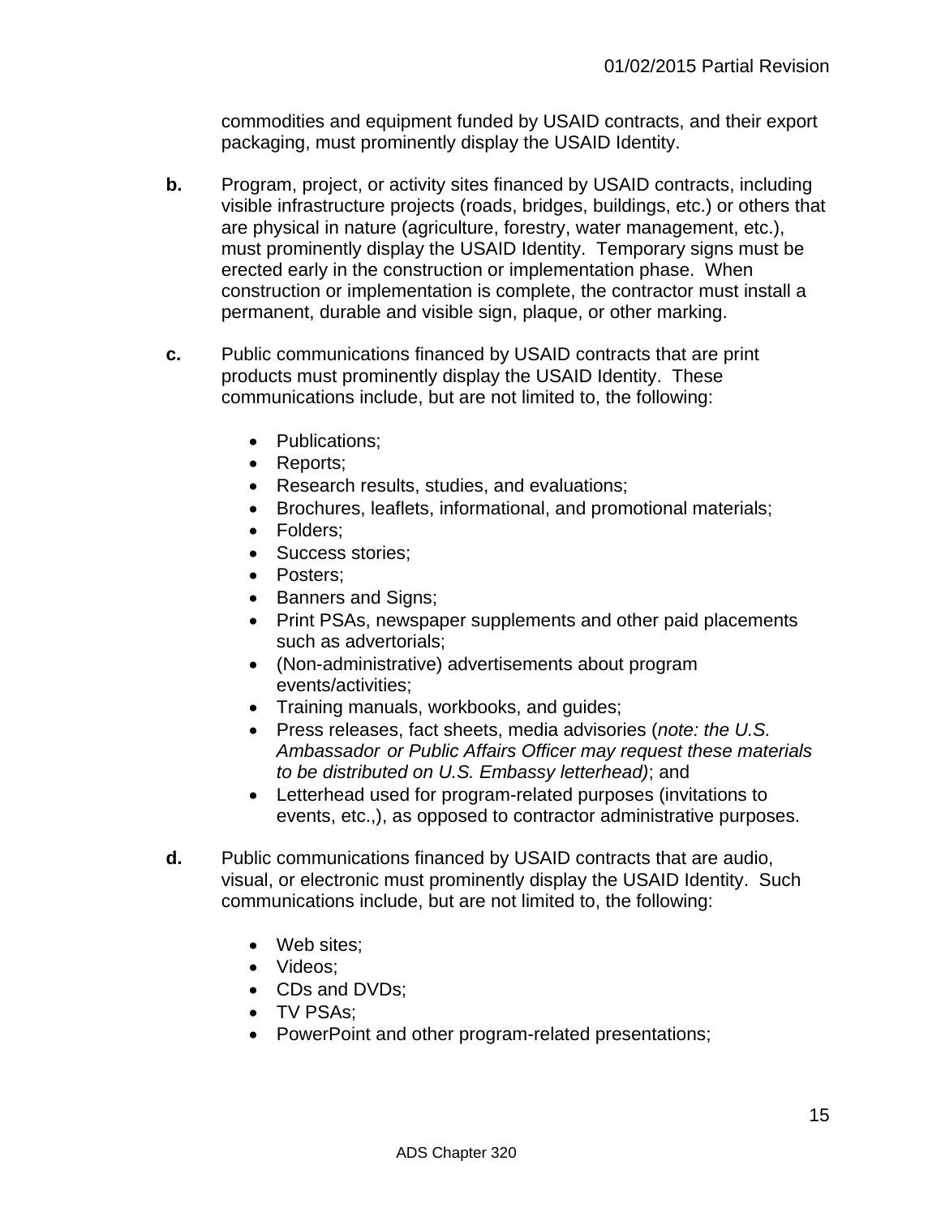commodities and equipment funded by USAID contracts, and their export packaging, must prominently display the USAID Identity.

**b.** Program, project, or activity sites financed by USAID contracts, including visible infrastructure projects (roads, bridges, buildings, etc.) or others that are physical in nature (agriculture, forestry, water management, etc.), must prominently display the USAID Identity. Temporary signs must be erected early in the construction or implementation phase. When construction or implementation is complete, the contractor must install a permanent, durable and visible sign, plaque, or other marking.

**c.** Public communications financed by USAID contracts that are print products must prominently display the USAID Identity. These communications include, but are not limited to, the following:

- Publications;
- Reports;
- Research results, studies, and evaluations;
- Brochures, leaflets, informational, and promotional materials;
- Folders;
- Success stories;
- Posters;
- Banners and Signs;
- Print PSAs, newspaper supplements and other paid placements such as advertorials;
- (Non-administrative) advertisements about program events/activities;
- Training manuals, workbooks, and guides;
- Press releases, fact sheets, media advisories (*note: the U.S. Ambassador or Public Affairs Officer may request these materials to be distributed on U.S. Embassy letterhead)*; and
- Letterhead used for program-related purposes (invitations to events, etc.,), as opposed to contractor administrative purposes.

**d.** Public communications financed by USAID contracts that are audio, visual, or electronic must prominently display the USAID Identity. Such communications include, but are not limited to, the following:

- Web sites;
- Videos;
- CDs and DVDs;
- TV PSAs;
- PowerPoint and other program-related presentations;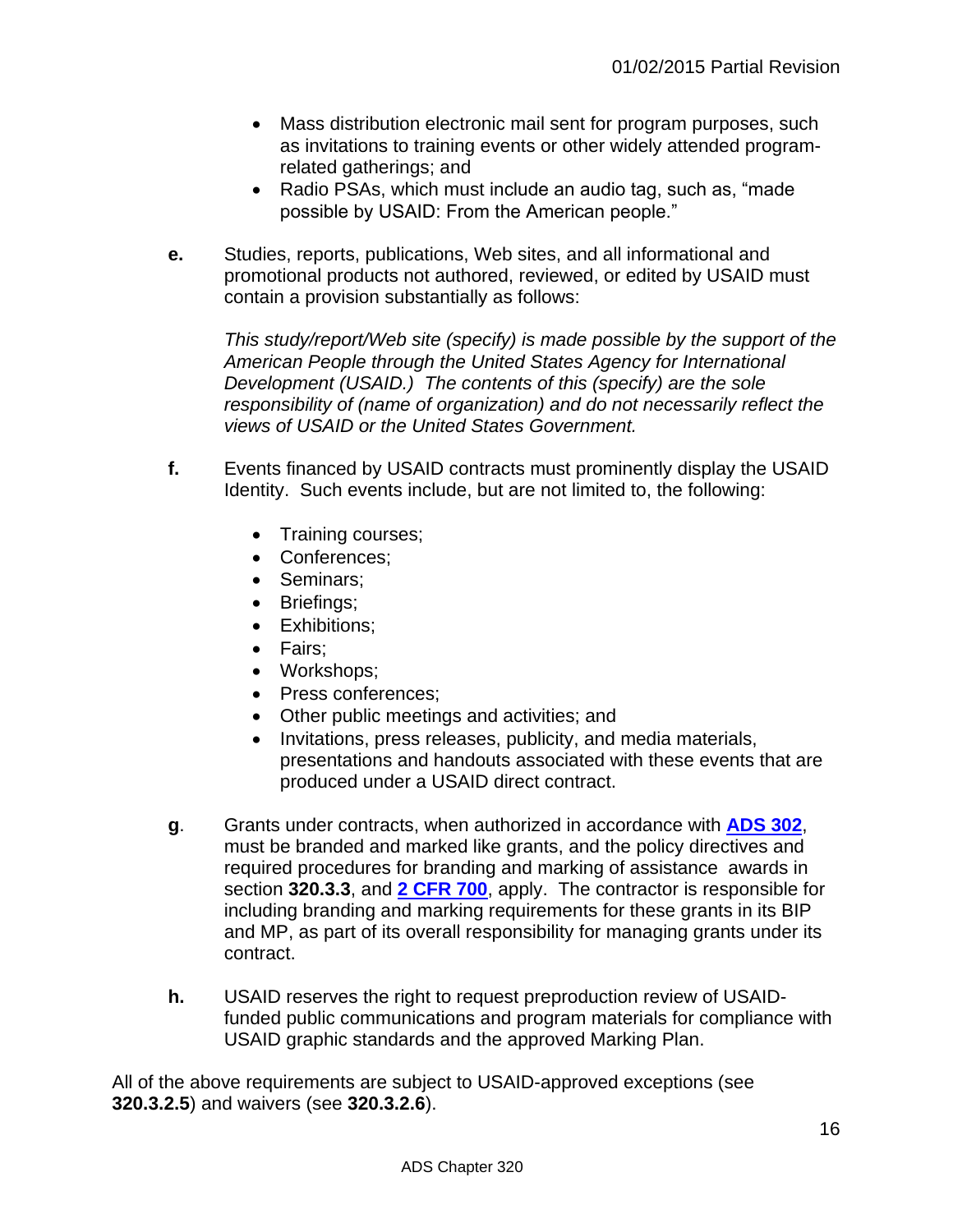- Mass distribution electronic mail sent for program purposes, such as invitations to training events or other widely attended program-related gatherings; and
- Radio PSAs, which must include an audio tag, such as, "made possible by USAID: From the American people."

**e.** Studies, reports, publications, Web sites, and all informational and promotional products not authored, reviewed, or edited by USAID must contain a provision substantially as follows:

*This study/report/Web site (specify) is made possible by the support of the American People through the United States Agency for International Development (USAID.) The contents of this (specify) are the sole responsibility of (name of organization) and do not necessarily reflect the views of USAID or the United States Government.*

**f.** Events financed by USAID contracts must prominently display the USAID Identity. Such events include, but are not limited to, the following:

- Training courses;
- Conferences;
- Seminars;
- Briefings;
- Exhibitions;
- Fairs;
- Workshops;
- Press conferences;
- Other public meetings and activities; and
- Invitations, press releases, publicity, and media materials, presentations and handouts associated with these events that are produced under a USAID direct contract.

**g**. Grants under contracts, when authorized in accordance with **ADS 302**, must be branded and marked like grants, and the policy directives and required procedures for branding and marking of assistance awards in section **320.3.3**, and **2 CFR 700**, apply. The contractor is responsible for including branding and marking requirements for these grants in its BIP and MP, as part of its overall responsibility for managing grants under its contract.

**h.** USAID reserves the right to request preproduction review of USAID-funded public communications and program materials for compliance with USAID graphic standards and the approved Marking Plan.

All of the above requirements are subject to USAID-approved exceptions (see **320.3.2.5**) and waivers (see **320.3.2.6**).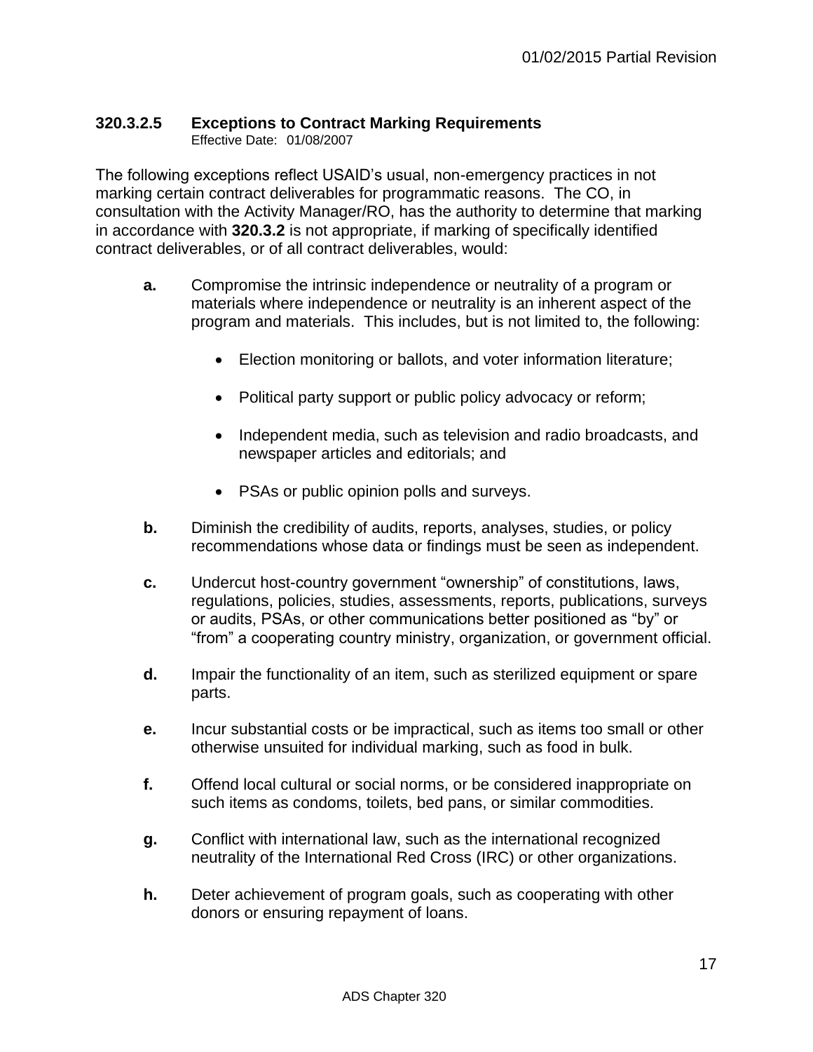#### 320.3.2.5 Exceptions to Contract Marking Requirements

Effective Date: 01/08/2007

The following exceptions reflect USAID's usual, non-emergency practices in not marking certain contract deliverables for programmatic reasons. The CO, in consultation with the Activity Manager/RO, has the authority to determine that marking in accordance with **320.3.2** is not appropriate, if marking of specifically identified contract deliverables, or of all contract deliverables, would:

**a.** Compromise the intrinsic independence or neutrality of a program or materials where independence or neutrality is an inherent aspect of the program and materials. This includes, but is not limited to, the following:

- Election monitoring or ballots, and voter information literature;
- Political party support or public policy advocacy or reform;
- Independent media, such as television and radio broadcasts, and newspaper articles and editorials; and
- PSAs or public opinion polls and surveys.

**b.** Diminish the credibility of audits, reports, analyses, studies, or policy recommendations whose data or findings must be seen as independent.

**c.** Undercut host-country government "ownership" of constitutions, laws, regulations, policies, studies, assessments, reports, publications, surveys or audits, PSAs, or other communications better positioned as "by" or "from" a cooperating country ministry, organization, or government official.

**d.** Impair the functionality of an item, such as sterilized equipment or spare parts.

**e.** Incur substantial costs or be impractical, such as items too small or other otherwise unsuited for individual marking, such as food in bulk.

**f.** Offend local cultural or social norms, or be considered inappropriate on such items as condoms, toilets, bed pans, or similar commodities.

**g.** Conflict with international law, such as the international recognized neutrality of the International Red Cross (IRC) or other organizations.

**h.** Deter achievement of program goals, such as cooperating with other donors or ensuring repayment of loans.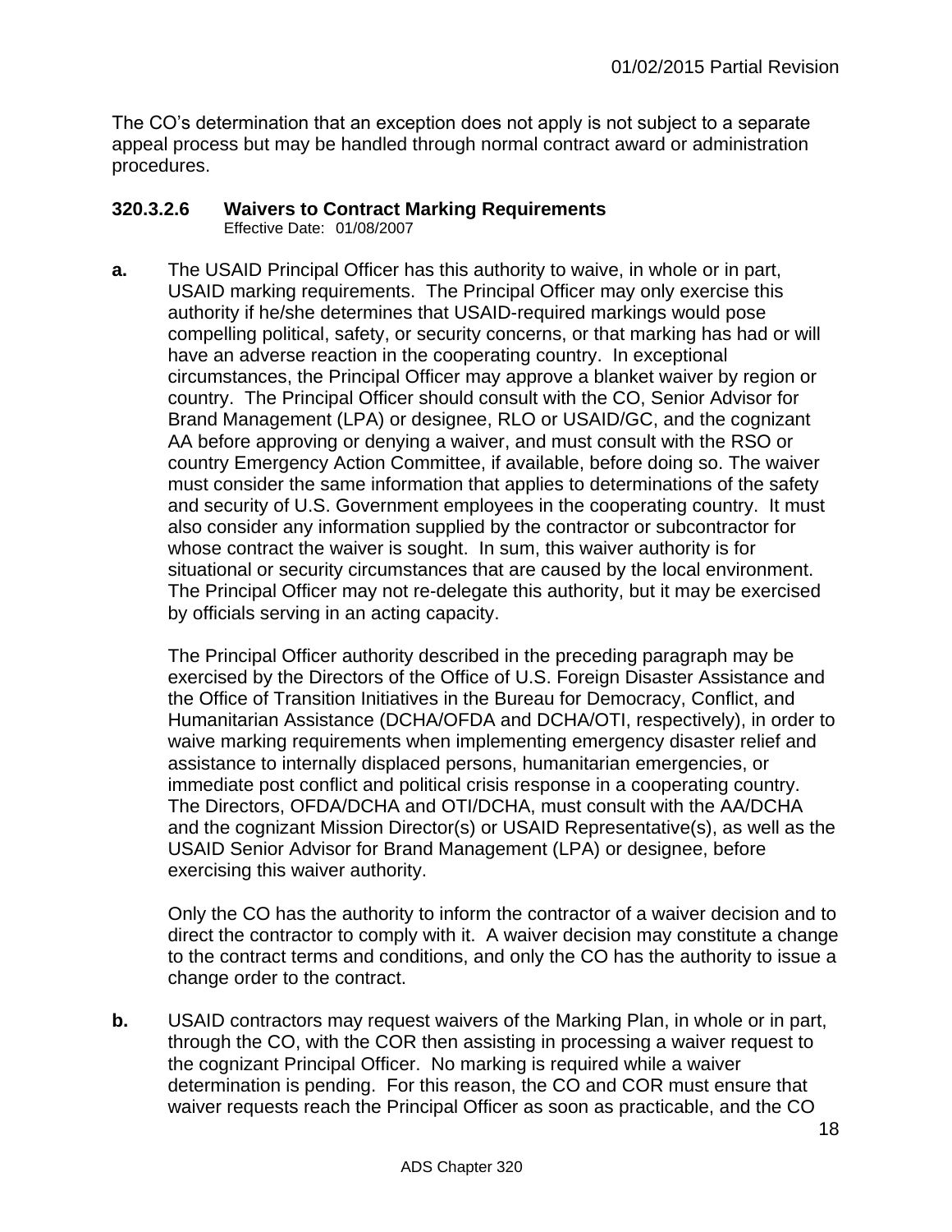The CO's determination that an exception does not apply is not subject to a separate appeal process but may be handled through normal contract award or administration procedures.

### 320.3.2.6 Waivers to Contract Marking Requirements

Effective Date: 01/08/2007

**a.** The USAID Principal Officer has this authority to waive, in whole or in part, USAID marking requirements. The Principal Officer may only exercise this authority if he/she determines that USAID-required markings would pose compelling political, safety, or security concerns, or that marking has had or will have an adverse reaction in the cooperating country. In exceptional circumstances, the Principal Officer may approve a blanket waiver by region or country. The Principal Officer should consult with the CO, Senior Advisor for Brand Management (LPA) or designee, RLO or USAID/GC, and the cognizant AA before approving or denying a waiver, and must consult with the RSO or country Emergency Action Committee, if available, before doing so. The waiver must consider the same information that applies to determinations of the safety and security of U.S. Government employees in the cooperating country. It must also consider any information supplied by the contractor or subcontractor for whose contract the waiver is sought. In sum, this waiver authority is for situational or security circumstances that are caused by the local environment. The Principal Officer may not re-delegate this authority, but it may be exercised by officials serving in an acting capacity.

The Principal Officer authority described in the preceding paragraph may be exercised by the Directors of the Office of U.S. Foreign Disaster Assistance and the Office of Transition Initiatives in the Bureau for Democracy, Conflict, and Humanitarian Assistance (DCHA/OFDA and DCHA/OTI, respectively), in order to waive marking requirements when implementing emergency disaster relief and assistance to internally displaced persons, humanitarian emergencies, or immediate post conflict and political crisis response in a cooperating country. The Directors, OFDA/DCHA and OTI/DCHA, must consult with the AA/DCHA and the cognizant Mission Director(s) or USAID Representative(s), as well as the USAID Senior Advisor for Brand Management (LPA) or designee, before exercising this waiver authority.

Only the CO has the authority to inform the contractor of a waiver decision and to direct the contractor to comply with it. A waiver decision may constitute a change to the contract terms and conditions, and only the CO has the authority to issue a change order to the contract.

**b.** USAID contractors may request waivers of the Marking Plan, in whole or in part, through the CO, with the COR then assisting in processing a waiver request to the cognizant Principal Officer. No marking is required while a waiver determination is pending. For this reason, the CO and COR must ensure that waiver requests reach the Principal Officer as soon as practicable, and the CO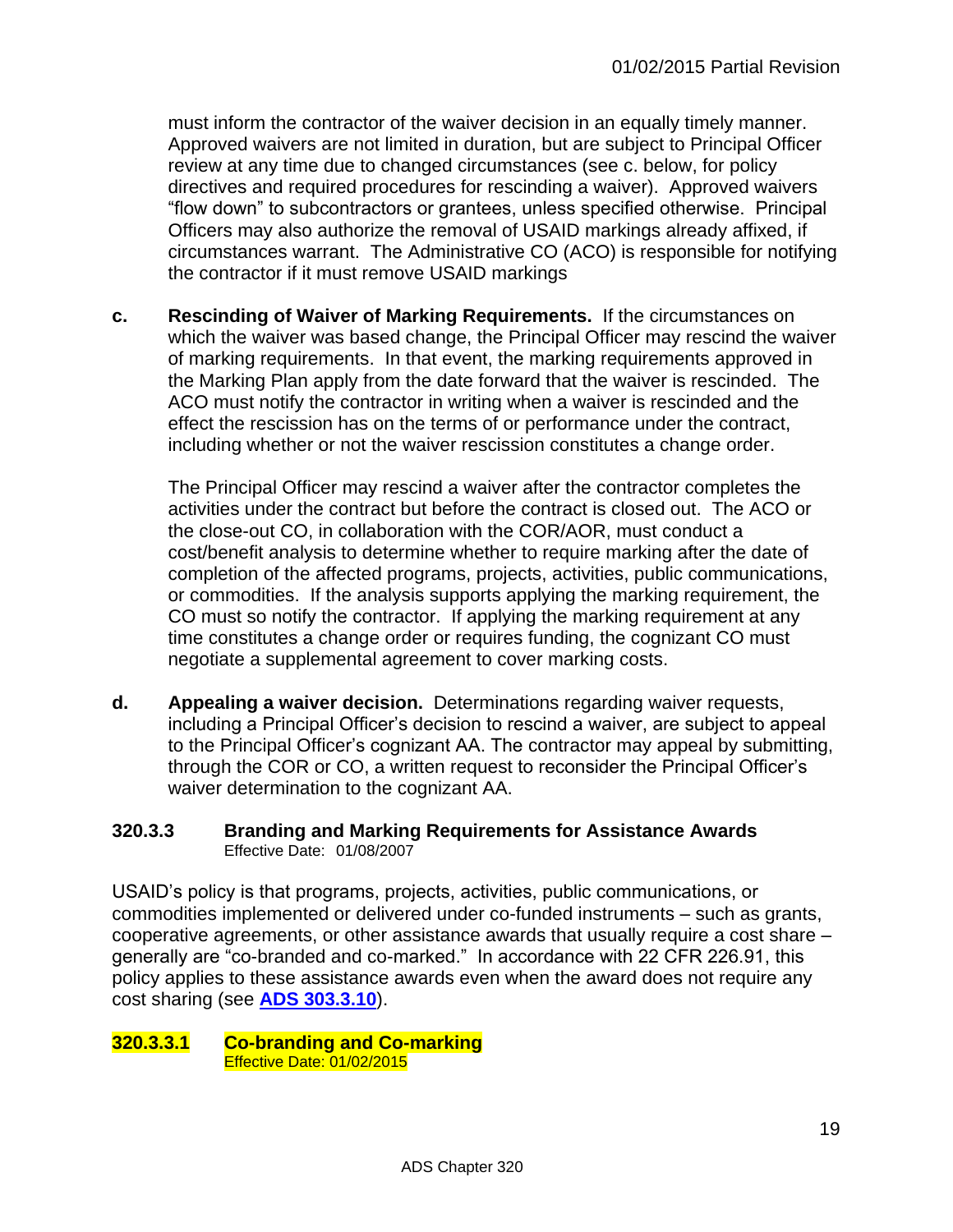must inform the contractor of the waiver decision in an equally timely manner. Approved waivers are not limited in duration, but are subject to Principal Officer review at any time due to changed circumstances (see c. below, for policy directives and required procedures for rescinding a waiver). Approved waivers "flow down" to subcontractors or grantees, unless specified otherwise. Principal Officers may also authorize the removal of USAID markings already affixed, if circumstances warrant. The Administrative CO (ACO) is responsible for notifying the contractor if it must remove USAID markings

**c. Rescinding of Waiver of Marking Requirements.** If the circumstances on which the waiver was based change, the Principal Officer may rescind the waiver of marking requirements. In that event, the marking requirements approved in the Marking Plan apply from the date forward that the waiver is rescinded. The ACO must notify the contractor in writing when a waiver is rescinded and the effect the rescission has on the terms of or performance under the contract, including whether or not the waiver rescission constitutes a change order.

The Principal Officer may rescind a waiver after the contractor completes the activities under the contract but before the contract is closed out. The ACO or the close-out CO, in collaboration with the COR/AOR, must conduct a cost/benefit analysis to determine whether to require marking after the date of completion of the affected programs, projects, activities, public communications, or commodities. If the analysis supports applying the marking requirement, the CO must so notify the contractor. If applying the marking requirement at any time constitutes a change order or requires funding, the cognizant CO must negotiate a supplemental agreement to cover marking costs.

**d. Appealing a waiver decision.** Determinations regarding waiver requests, including a Principal Officer's decision to rescind a waiver, are subject to appeal to the Principal Officer's cognizant AA. The contractor may appeal by submitting, through the COR or CO, a written request to reconsider the Principal Officer's waiver determination to the cognizant AA.

### 320.3.3 Branding and Marking Requirements for Assistance Awards

Effective Date: 01/08/2007

USAID's policy is that programs, projects, activities, public communications, or commodities implemented or delivered under co-funded instruments – such as grants, cooperative agreements, or other assistance awards that usually require a cost share – generally are "co-branded and co-marked." In accordance with 22 CFR 226.91, this policy applies to these assistance awards even when the award does not require any cost sharing (see **ADS 303.3.10**).

#### 320.3.3.1 Co-branding and Co-marking

Effective Date: 01/02/2015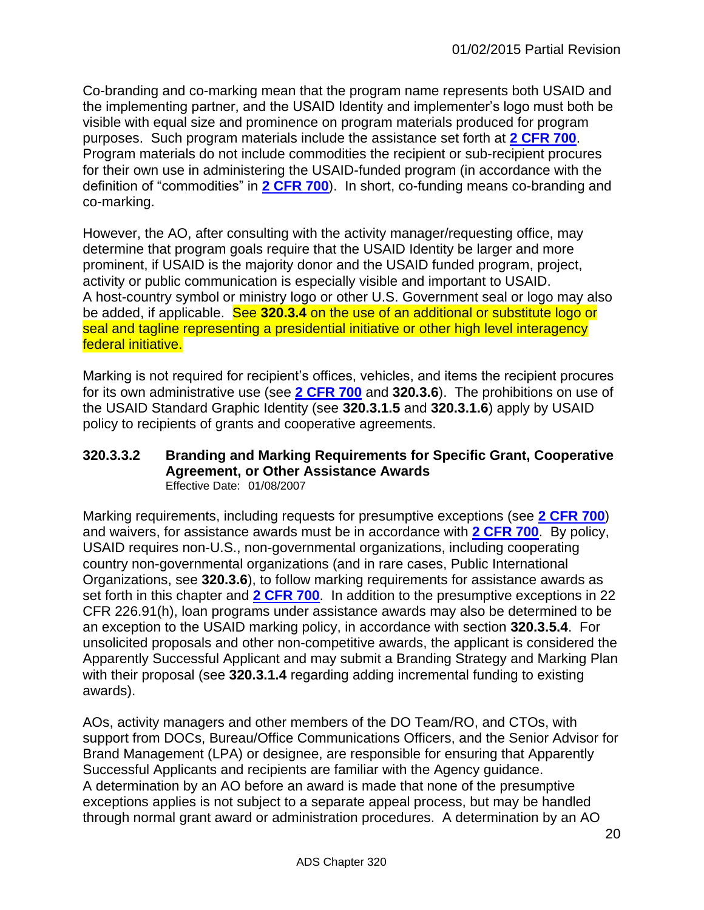Co-branding and co-marking mean that the program name represents both USAID and the implementing partner, and the USAID Identity and implementer's logo must both be visible with equal size and prominence on program materials produced for program purposes. Such program materials include the assistance set forth at **2 CFR 700**. Program materials do not include commodities the recipient or sub-recipient procures for their own use in administering the USAID-funded program (in accordance with the definition of "commodities" in **2 CFR 700**). In short, co-funding means co-branding and co-marking.

However, the AO, after consulting with the activity manager/requesting office, may determine that program goals require that the USAID Identity be larger and more prominent, if USAID is the majority donor and the USAID funded program, project, activity or public communication is especially visible and important to USAID. A host-country symbol or ministry logo or other U.S. Government seal or logo may also be added, if applicable. See **320.3.4** on the use of an additional or substitute logo or seal and tagline representing a presidential initiative or other high level interagency federal initiative.

Marking is not required for recipient's offices, vehicles, and items the recipient procures for its own administrative use (see **2 CFR 700** and **320.3.6**). The prohibitions on use of the USAID Standard Graphic Identity (see **320.3.1.5** and **320.3.1.6**) apply by USAID policy to recipients of grants and cooperative agreements.

### 320.3.3.2 Branding and Marking Requirements for Specific Grant, Cooperative Agreement, or Other Assistance Awards

Effective Date: 01/08/2007

Marking requirements, including requests for presumptive exceptions (see **2 CFR 700**) and waivers, for assistance awards must be in accordance with **2 CFR 700**. By policy, USAID requires non-U.S., non-governmental organizations, including cooperating country non-governmental organizations (and in rare cases, Public International Organizations, see **320.3.6**), to follow marking requirements for assistance awards as set forth in this chapter and **2 CFR 700**. In addition to the presumptive exceptions in 22 CFR 226.91(h), loan programs under assistance awards may also be determined to be an exception to the USAID marking policy, in accordance with section **320.3.5.4**. For unsolicited proposals and other non-competitive awards, the applicant is considered the Apparently Successful Applicant and may submit a Branding Strategy and Marking Plan with their proposal (see **320.3.1.4** regarding adding incremental funding to existing awards).

AOs, activity managers and other members of the DO Team/RO, and CTOs, with support from DOCs, Bureau/Office Communications Officers, and the Senior Advisor for Brand Management (LPA) or designee, are responsible for ensuring that Apparently Successful Applicants and recipients are familiar with the Agency guidance. A determination by an AO before an award is made that none of the presumptive exceptions applies is not subject to a separate appeal process, but may be handled through normal grant award or administration procedures. A determination by an AO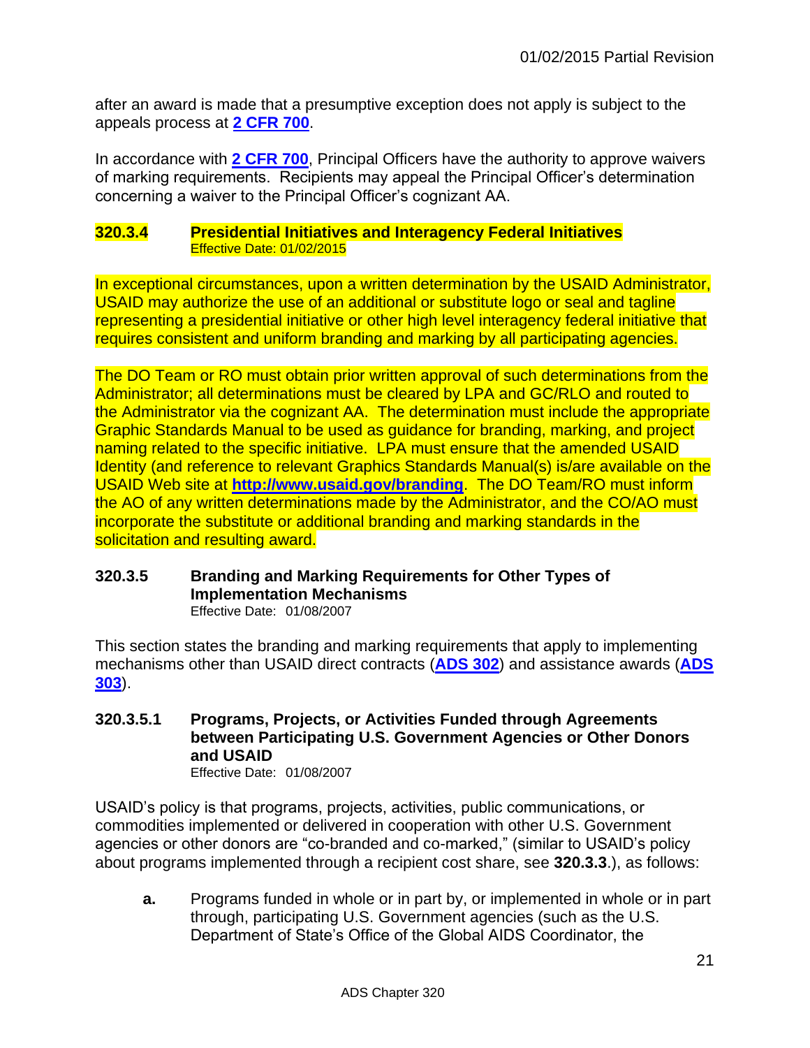after an award is made that a presumptive exception does not apply is subject to the appeals process at **2 CFR 700**.

In accordance with **2 CFR 700**, Principal Officers have the authority to approve waivers of marking requirements. Recipients may appeal the Principal Officer's determination concerning a waiver to the Principal Officer's cognizant AA.

### 320.3.4 Presidential Initiatives and Interagency Federal Initiatives

Effective Date: 01/02/2015

In exceptional circumstances, upon a written determination by the USAID Administrator, USAID may authorize the use of an additional or substitute logo or seal and tagline representing a presidential initiative or other high level interagency federal initiative that requires consistent and uniform branding and marking by all participating agencies.

The DO Team or RO must obtain prior written approval of such determinations from the Administrator; all determinations must be cleared by LPA and GC/RLO and routed to the Administrator via the cognizant AA. The determination must include the appropriate Graphic Standards Manual to be used as guidance for branding, marking, and project naming related to the specific initiative. LPA must ensure that the amended USAID Identity (and reference to relevant Graphics Standards Manual(s) is/are available on the USAID Web site at **http://www.usaid.gov/branding**. The DO Team/RO must inform the AO of any written determinations made by the Administrator, and the CO/AO must incorporate the substitute or additional branding and marking standards in the solicitation and resulting award.

### 320.3.5 Branding and Marking Requirements for Other Types of Implementation Mechanisms

Effective Date: 01/08/2007

This section states the branding and marking requirements that apply to implementing mechanisms other than USAID direct contracts (**ADS 302**) and assistance awards (**ADS 303**).

#### 320.3.5.1 Programs, Projects, or Activities Funded through Agreements between Participating U.S. Government Agencies or Other Donors and USAID

Effective Date: 01/08/2007

USAID's policy is that programs, projects, activities, public communications, or commodities implemented or delivered in cooperation with other U.S. Government agencies or other donors are "co-branded and co-marked," (similar to USAID's policy about programs implemented through a recipient cost share, see **320.3.3**.), as follows:

**a.** Programs funded in whole or in part by, or implemented in whole or in part through, participating U.S. Government agencies (such as the U.S. Department of State's Office of the Global AIDS Coordinator, the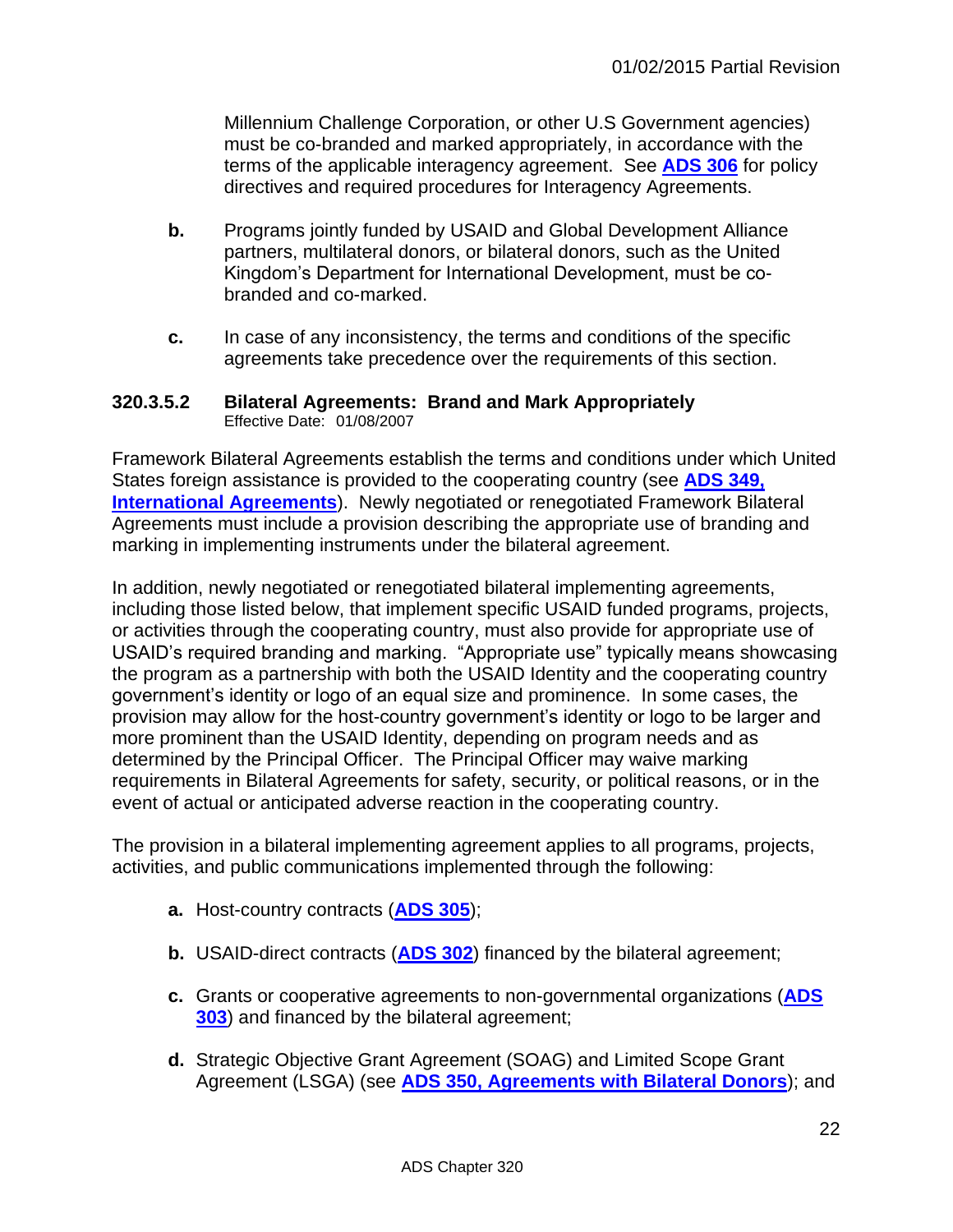Millennium Challenge Corporation, or other U.S Government agencies) must be co-branded and marked appropriately, in accordance with the terms of the applicable interagency agreement. See **ADS 306** for policy directives and required procedures for Interagency Agreements.

**b.** Programs jointly funded by USAID and Global Development Alliance partners, multilateral donors, or bilateral donors, such as the United Kingdom's Department for International Development, must be co-branded and co-marked.

**c.** In case of any inconsistency, the terms and conditions of the specific agreements take precedence over the requirements of this section.

### 320.3.5.2 Bilateral Agreements: Brand and Mark Appropriately

Effective Date: 01/08/2007

Framework Bilateral Agreements establish the terms and conditions under which United States foreign assistance is provided to the cooperating country (see **ADS 349, International Agreements**). Newly negotiated or renegotiated Framework Bilateral Agreements must include a provision describing the appropriate use of branding and marking in implementing instruments under the bilateral agreement.

In addition, newly negotiated or renegotiated bilateral implementing agreements, including those listed below, that implement specific USAID funded programs, projects, or activities through the cooperating country, must also provide for appropriate use of USAID's required branding and marking. "Appropriate use" typically means showcasing the program as a partnership with both the USAID Identity and the cooperating country government's identity or logo of an equal size and prominence. In some cases, the provision may allow for the host-country government's identity or logo to be larger and more prominent than the USAID Identity, depending on program needs and as determined by the Principal Officer. The Principal Officer may waive marking requirements in Bilateral Agreements for safety, security, or political reasons, or in the event of actual or anticipated adverse reaction in the cooperating country.

The provision in a bilateral implementing agreement applies to all programs, projects, activities, and public communications implemented through the following:

**a.** Host-country contracts (**ADS 305**);

**b.** USAID-direct contracts (**ADS 302**) financed by the bilateral agreement;

**c.** Grants or cooperative agreements to non-governmental organizations (**ADS 303**) and financed by the bilateral agreement;

**d.** Strategic Objective Grant Agreement (SOAG) and Limited Scope Grant Agreement (LSGA) (see **ADS 350, Agreements with Bilateral Donors**); and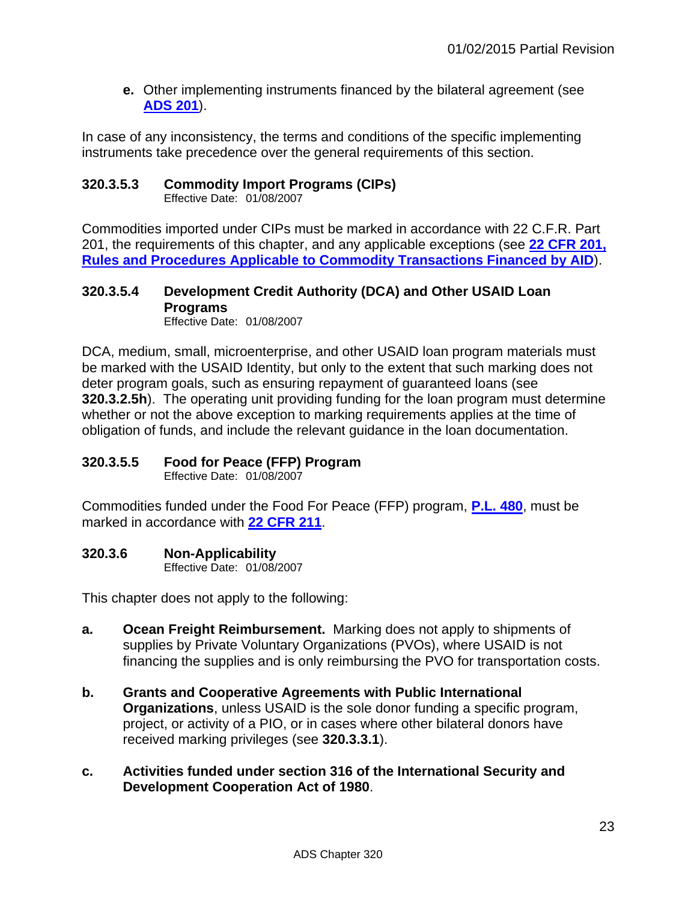**e.** Other implementing instruments financed by the bilateral agreement (see **ADS 201**).

In case of any inconsistency, the terms and conditions of the specific implementing instruments take precedence over the general requirements of this section.

### 320.3.5.3 Commodity Import Programs (CIPs)

Effective Date: 01/08/2007

Commodities imported under CIPs must be marked in accordance with 22 C.F.R. Part 201, the requirements of this chapter, and any applicable exceptions (see **22 CFR 201, Rules and Procedures Applicable to Commodity Transactions Financed by AID**).

### 320.3.5.4 Development Credit Authority (DCA) and Other USAID Loan Programs

Effective Date: 01/08/2007

DCA, medium, small, microenterprise, and other USAID loan program materials must be marked with the USAID Identity, but only to the extent that such marking does not deter program goals, such as ensuring repayment of guaranteed loans (see **320.3.2.5h**). The operating unit providing funding for the loan program must determine whether or not the above exception to marking requirements applies at the time of obligation of funds, and include the relevant guidance in the loan documentation.

### 320.3.5.5 Food for Peace (FFP) Program

Effective Date: 01/08/2007

Commodities funded under the Food For Peace (FFP) program, **P.L. 480**, must be marked in accordance with **22 CFR 211**.

### 320.3.6 Non-Applicability

Effective Date: 01/08/2007

This chapter does not apply to the following:

**a. Ocean Freight Reimbursement.** Marking does not apply to shipments of supplies by Private Voluntary Organizations (PVOs), where USAID is not financing the supplies and is only reimbursing the PVO for transportation costs.

**b. Grants and Cooperative Agreements with Public International Organizations**, unless USAID is the sole donor funding a specific program, project, or activity of a PIO, or in cases where other bilateral donors have received marking privileges (see **320.3.3.1**).

**c. Activities funded under section 316 of the International Security and Development Cooperation Act of 1980**.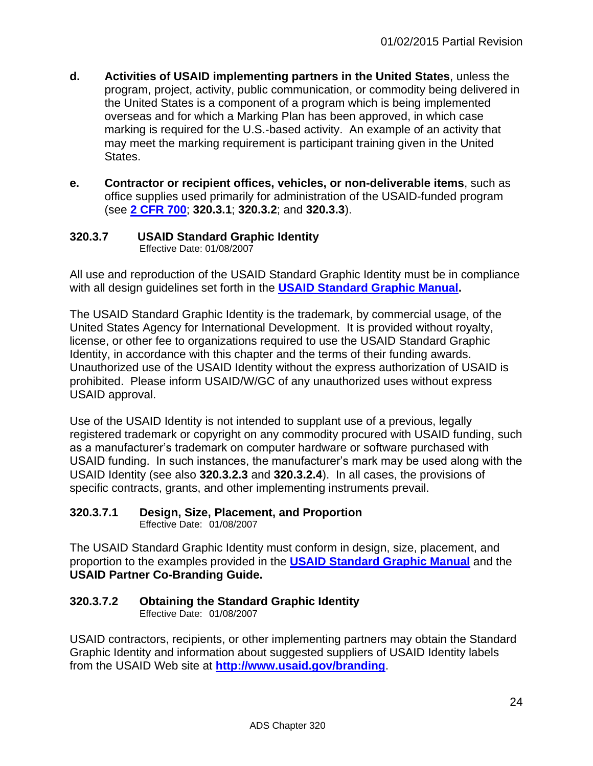**d. Activities of USAID implementing partners in the United States**, unless the program, project, activity, public communication, or commodity being delivered in the United States is a component of a program which is being implemented overseas and for which a Marking Plan has been approved, in which case marking is required for the U.S.-based activity. An example of an activity that may meet the marking requirement is participant training given in the United States.

**e. Contractor or recipient offices, vehicles, or non-deliverable items**, such as office supplies used primarily for administration of the USAID-funded program (see **2 CFR 700**; **320.3.1**; **320.3.2**; and **320.3.3**).

### 320.3.7 USAID Standard Graphic Identity
Effective Date: 01/08/2007

All use and reproduction of the USAID Standard Graphic Identity must be in compliance with all design guidelines set forth in the **USAID Standard Graphic Manual.**

The USAID Standard Graphic Identity is the trademark, by commercial usage, of the United States Agency for International Development. It is provided without royalty, license, or other fee to organizations required to use the USAID Standard Graphic Identity, in accordance with this chapter and the terms of their funding awards. Unauthorized use of the USAID Identity without the express authorization of USAID is prohibited. Please inform USAID/W/GC of any unauthorized uses without express USAID approval.

Use of the USAID Identity is not intended to supplant use of a previous, legally registered trademark or copyright on any commodity procured with USAID funding, such as a manufacturer's trademark on computer hardware or software purchased with USAID funding. In such instances, the manufacturer's mark may be used along with the USAID Identity (see also **320.3.2.3** and **320.3.2.4**). In all cases, the provisions of specific contracts, grants, and other implementing instruments prevail.

#### 320.3.7.1 Design, Size, Placement, and Proportion
Effective Date: 01/08/2007

The USAID Standard Graphic Identity must conform in design, size, placement, and proportion to the examples provided in the **USAID Standard Graphic Manual** and the **USAID Partner Co-Branding Guide.**

#### 320.3.7.2 Obtaining the Standard Graphic Identity
Effective Date: 01/08/2007

USAID contractors, recipients, or other implementing partners may obtain the Standard Graphic Identity and information about suggested suppliers of USAID Identity labels from the USAID Web site at **http://www.usaid.gov/branding**.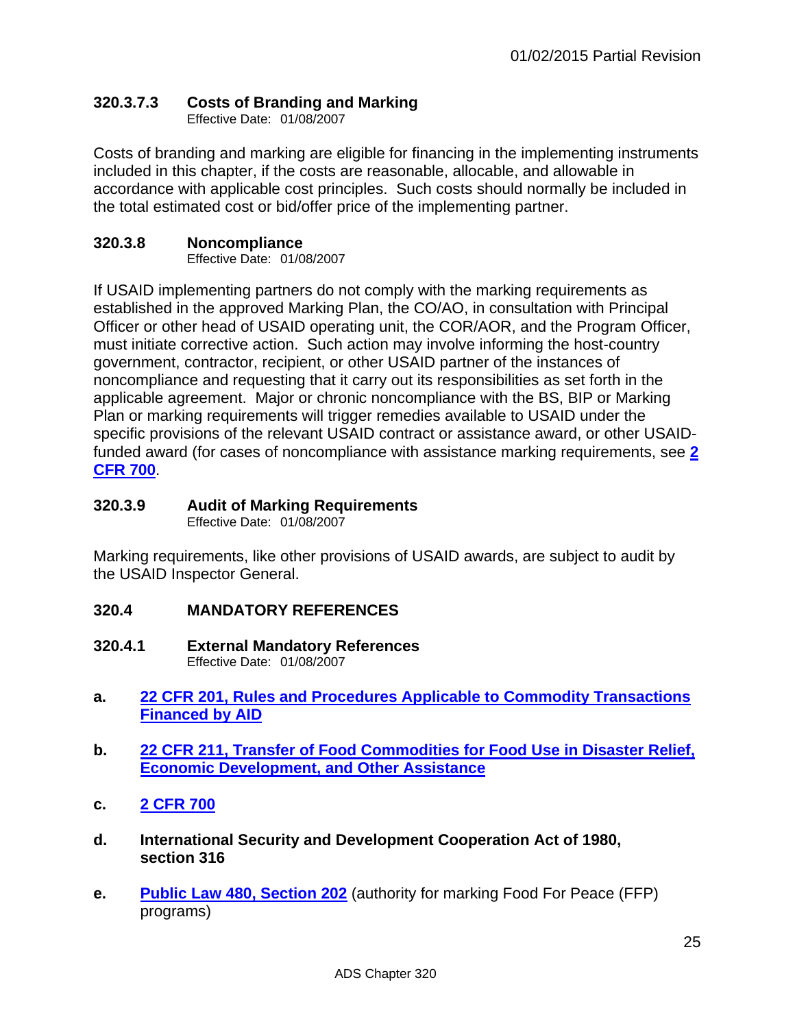### 320.3.7.3 Costs of Branding and Marking

Effective Date: 01/08/2007

Costs of branding and marking are eligible for financing in the implementing instruments included in this chapter, if the costs are reasonable, allocable, and allowable in accordance with applicable cost principles. Such costs should normally be included in the total estimated cost or bid/offer price of the implementing partner.

### 320.3.8 Noncompliance

Effective Date: 01/08/2007

If USAID implementing partners do not comply with the marking requirements as established in the approved Marking Plan, the CO/AO, in consultation with Principal Officer or other head of USAID operating unit, the COR/AOR, and the Program Officer, must initiate corrective action. Such action may involve informing the host-country government, contractor, recipient, or other USAID partner of the instances of noncompliance and requesting that it carry out its responsibilities as set forth in the applicable agreement. Major or chronic noncompliance with the BS, BIP or Marking Plan or marking requirements will trigger remedies available to USAID under the specific provisions of the relevant USAID contract or assistance award, or other USAID-funded award (for cases of noncompliance with assistance marking requirements, see **2 CFR 700**.

### 320.3.9 Audit of Marking Requirements

Effective Date: 01/08/2007

Marking requirements, like other provisions of USAID awards, are subject to audit by the USAID Inspector General.

## 320.4 MANDATORY REFERENCES

### 320.4.1 External Mandatory References

Effective Date: 01/08/2007

**a.** **22 CFR 201, Rules and Procedures Applicable to Commodity Transactions Financed by AID**

**b.** **22 CFR 211, Transfer of Food Commodities for Food Use in Disaster Relief, Economic Development, and Other Assistance**

**c.** **2 CFR 700**

**d.** **International Security and Development Cooperation Act of 1980, section 316**

**e.** **Public Law 480, Section 202** (authority for marking Food For Peace (FFP) programs)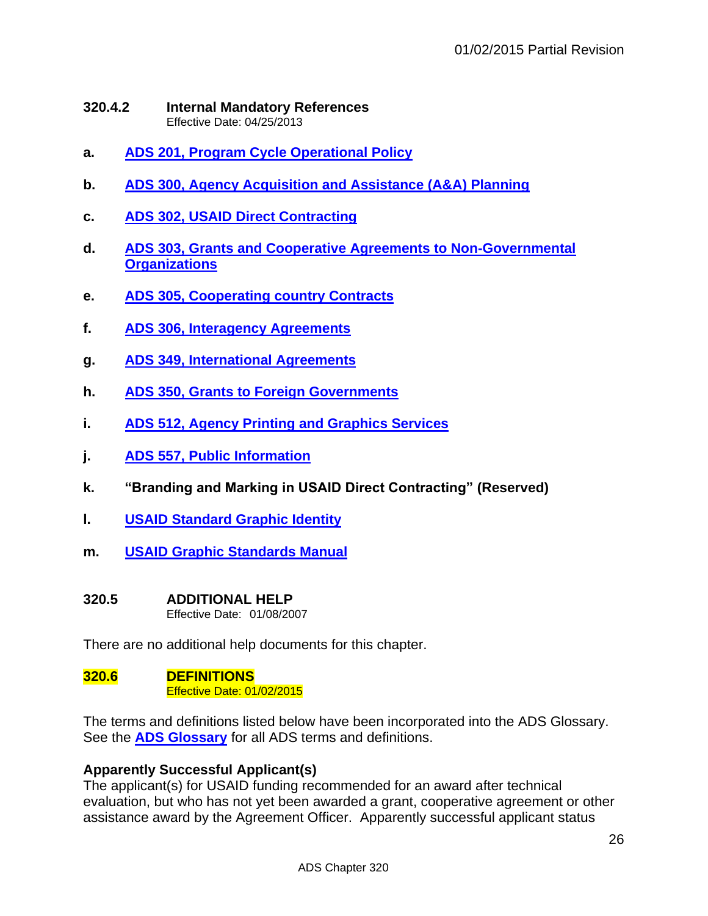### 320.4.2 Internal Mandatory References
Effective Date: 04/25/2013

a. **ADS 201, Program Cycle Operational Policy**

b. **ADS 300, Agency Acquisition and Assistance (A&A) Planning**

c. **ADS 302, USAID Direct Contracting**

d. **ADS 303, Grants and Cooperative Agreements to Non-Governmental Organizations**

e. **ADS 305, Cooperating country Contracts**

f. **ADS 306, Interagency Agreements**

g. **ADS 349, International Agreements**

h. **ADS 350, Grants to Foreign Governments**

i. **ADS 512, Agency Printing and Graphics Services**

j. **ADS 557, Public Information**

k. **"Branding and Marking in USAID Direct Contracting" (Reserved)**

l. **USAID Standard Graphic Identity**

m. **USAID Graphic Standards Manual**

## 320.5 ADDITIONAL HELP
Effective Date: 01/08/2007

There are no additional help documents for this chapter.

## 320.6 DEFINITIONS
Effective Date: 01/02/2015

The terms and definitions listed below have been incorporated into the ADS Glossary. See the **ADS Glossary** for all ADS terms and definitions.

**Apparently Successful Applicant(s)**
The applicant(s) for USAID funding recommended for an award after technical evaluation, but who has not yet been awarded a grant, cooperative agreement or other assistance award by the Agreement Officer. Apparently successful applicant status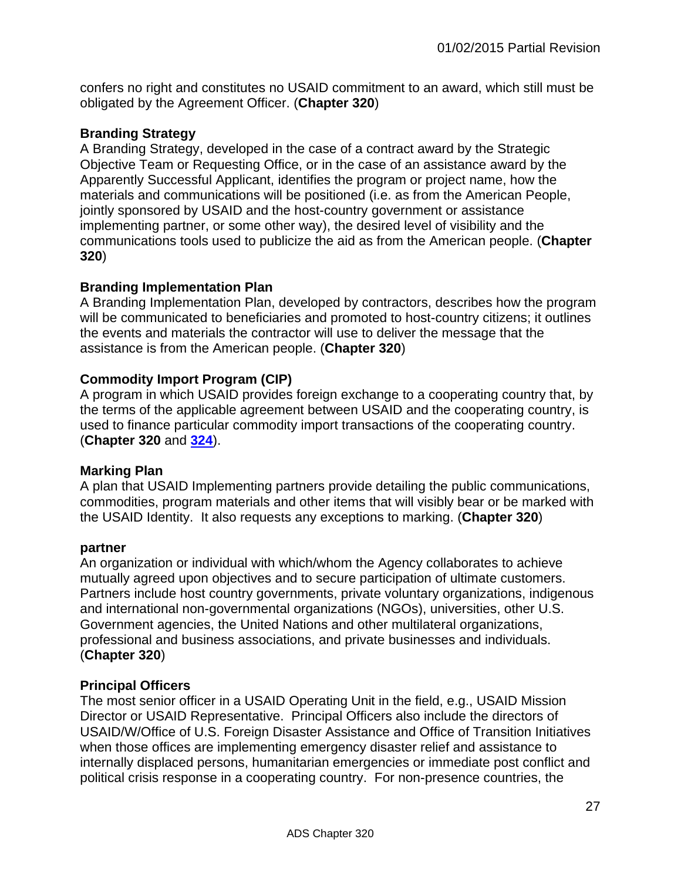confers no right and constitutes no USAID commitment to an award, which still must be obligated by the Agreement Officer. (**Chapter 320**)

**Branding Strategy**
A Branding Strategy, developed in the case of a contract award by the Strategic Objective Team or Requesting Office, or in the case of an assistance award by the Apparently Successful Applicant, identifies the program or project name, how the materials and communications will be positioned (i.e. as from the American People, jointly sponsored by USAID and the host-country government or assistance implementing partner, or some other way), the desired level of visibility and the communications tools used to publicize the aid as from the American people. (**Chapter 320**)

**Branding Implementation Plan**
A Branding Implementation Plan, developed by contractors, describes how the program will be communicated to beneficiaries and promoted to host-country citizens; it outlines the events and materials the contractor will use to deliver the message that the assistance is from the American people. (**Chapter 320**)

**Commodity Import Program (CIP)**
A program in which USAID provides foreign exchange to a cooperating country that, by the terms of the applicable agreement between USAID and the cooperating country, is used to finance particular commodity import transactions of the cooperating country. (**Chapter 320** and **324**).

**Marking Plan**
A plan that USAID Implementing partners provide detailing the public communications, commodities, program materials and other items that will visibly bear or be marked with the USAID Identity. It also requests any exceptions to marking. (**Chapter 320**)

**partner**
An organization or individual with which/whom the Agency collaborates to achieve mutually agreed upon objectives and to secure participation of ultimate customers. Partners include host country governments, private voluntary organizations, indigenous and international non-governmental organizations (NGOs), universities, other U.S. Government agencies, the United Nations and other multilateral organizations, professional and business associations, and private businesses and individuals. (**Chapter 320**)

**Principal Officers**
The most senior officer in a USAID Operating Unit in the field, e.g., USAID Mission Director or USAID Representative. Principal Officers also include the directors of USAID/W/Office of U.S. Foreign Disaster Assistance and Office of Transition Initiatives when those offices are implementing emergency disaster relief and assistance to internally displaced persons, humanitarian emergencies or immediate post conflict and political crisis response in a cooperating country. For non-presence countries, the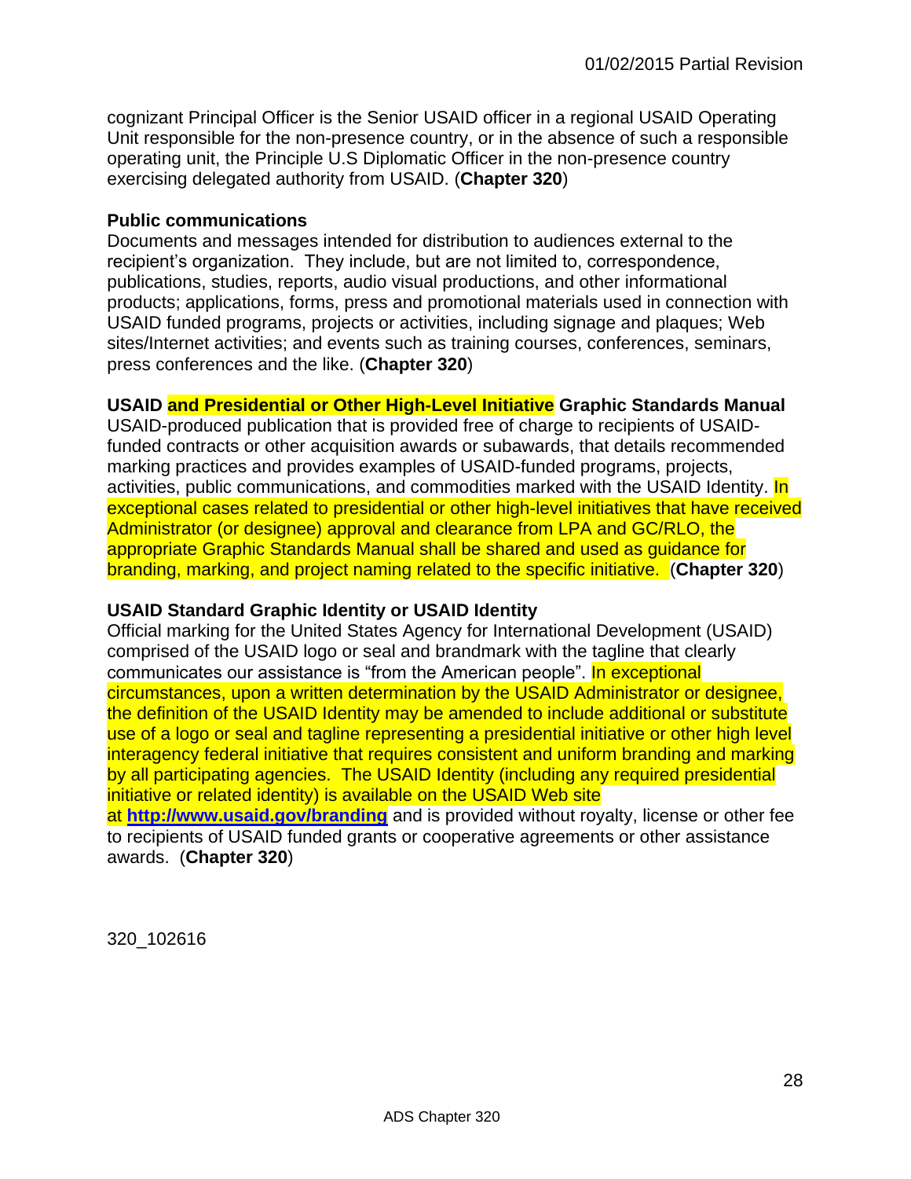cognizant Principal Officer is the Senior USAID officer in a regional USAID Operating Unit responsible for the non-presence country, or in the absence of such a responsible operating unit, the Principle U.S Diplomatic Officer in the non-presence country exercising delegated authority from USAID. (**Chapter 320**)

**Public communications**
Documents and messages intended for distribution to audiences external to the recipient's organization. They include, but are not limited to, correspondence, publications, studies, reports, audio visual productions, and other informational products; applications, forms, press and promotional materials used in connection with USAID funded programs, projects or activities, including signage and plaques; Web sites/Internet activities; and events such as training courses, conferences, seminars, press conferences and the like. (**Chapter 320**)

**USAID and Presidential or Other High-Level Initiative Graphic Standards Manual**
USAID-produced publication that is provided free of charge to recipients of USAID-funded contracts or other acquisition awards or subawards, that details recommended marking practices and provides examples of USAID-funded programs, projects, activities, public communications, and commodities marked with the USAID Identity. In exceptional cases related to presidential or other high-level initiatives that have received Administrator (or designee) approval and clearance from LPA and GC/RLO, the appropriate Graphic Standards Manual shall be shared and used as guidance for branding, marking, and project naming related to the specific initiative. (**Chapter 320**)

**USAID Standard Graphic Identity or USAID Identity**
Official marking for the United States Agency for International Development (USAID) comprised of the USAID logo or seal and brandmark with the tagline that clearly communicates our assistance is "from the American people". In exceptional circumstances, upon a written determination by the USAID Administrator or designee, the definition of the USAID Identity may be amended to include additional or substitute use of a logo or seal and tagline representing a presidential initiative or other high level interagency federal initiative that requires consistent and uniform branding and marking by all participating agencies. The USAID Identity (including any required presidential initiative or related identity) is available on the USAID Web site at **http://www.usaid.gov/branding** and is provided without royalty, license or other fee to recipients of USAID funded grants or cooperative agreements or other assistance awards. (**Chapter 320**)

320_102616